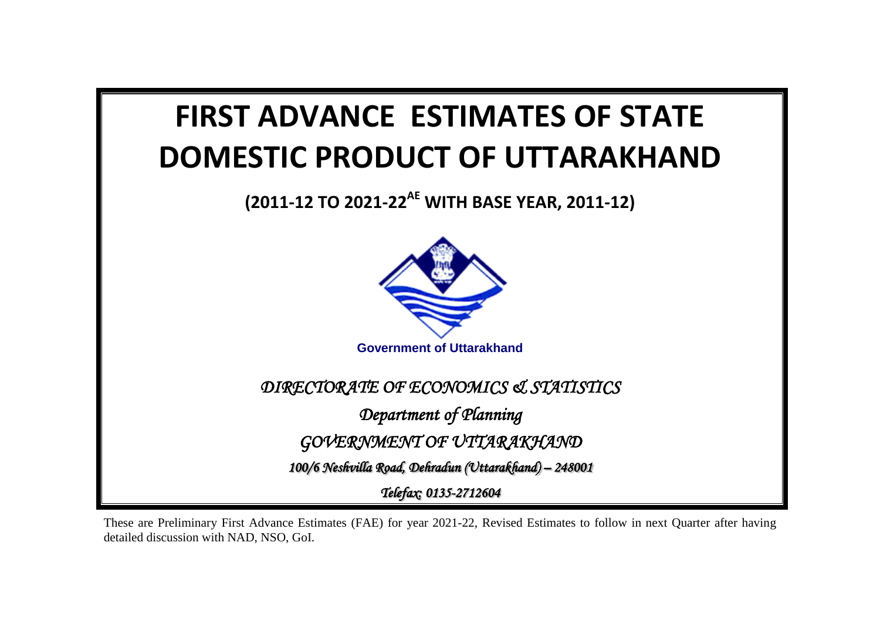# FIRST ADVANCE ESTIMATES OF STATE DOMESTIC PRODUCT OF UTTARAKHAND

## (2011-12 TO 2021-22[AE] WITH BASE YEAR, 2011-12)

**Government of Uttarakhand**

*DIRECTORATE OF ECONOMICS & STATISTICS*

*Department of Planning*

*GOVERNMENT OF UTTARAKHAND*

*100/6 Neshvilla Road, Dehradun (Uttarakhand) – 248001*

*Telefax: 0135-2712604*

These are Preliminary First Advance Estimates (FAE) for year 2021-22, Revised Estimates to follow in next Quarter after having detailed discussion with NAD, NSO, GoI.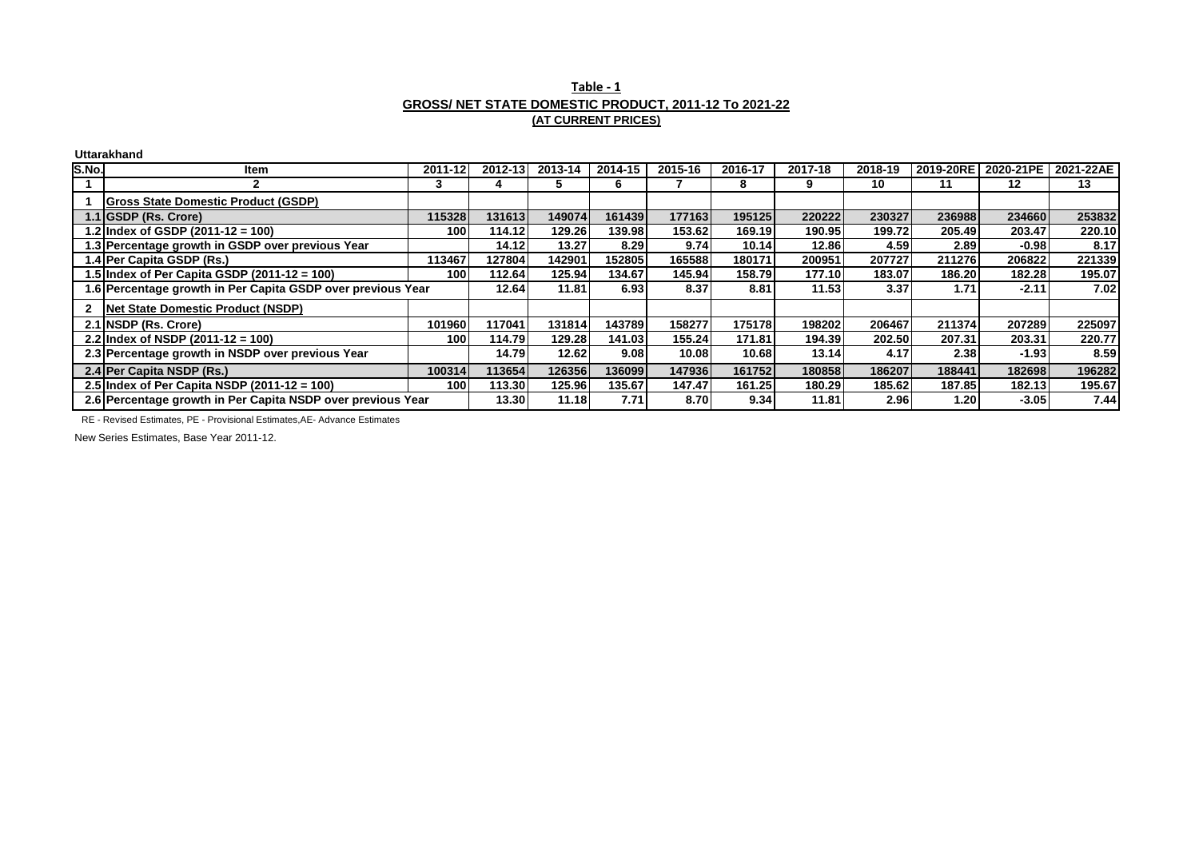**Table - 1**

**GROSS/ NET STATE DOMESTIC PRODUCT, 2011-12 To 2021-22**

**(AT CURRENT PRICES)**

**Uttarakhand**

| S.No. | Item | 2011-12 | 2012-13 | 2013-14 | 2014-15 | 2015-16 | 2016-17 | 2017-18 | 2018-19 | 2019-20RE | 2020-21PE | 2021-22AE |
|---|---|---|---|---|---|---|---|---|---|---|---|---|
| 1 | 2 | 3 | 4 | 5 | 6 | 7 | 8 | 9 | 10 | 11 | 12 | 13 |
| 1 | **Gross State Domestic Product (GSDP)** | | | | | | | | | | | |
| 1.1 | **GSDP (Rs. Crore)** | 115328 | 131613 | 149074 | 161439 | 177163 | 195125 | 220222 | 230327 | 236988 | 234660 | 253832 |
| 1.2 | **Index of GSDP (2011-12 = 100)** | 100 | 114.12 | 129.26 | 139.98 | 153.62 | 169.19 | 190.95 | 199.72 | 205.49 | 203.47 | 220.10 |
| 1.3 | **Percentage growth in GSDP over previous Year** | | 14.12 | 13.27 | 8.29 | 9.74 | 10.14 | 12.86 | 4.59 | 2.89 | -0.98 | 8.17 |
| 1.4 | **Per Capita GSDP (Rs.)** | 113467 | 127804 | 142901 | 152805 | 165588 | 180171 | 200951 | 207727 | 211276 | 206822 | 221339 |
| 1.5 | **Index of Per Capita GSDP (2011-12 = 100)** | 100 | 112.64 | 125.94 | 134.67 | 145.94 | 158.79 | 177.10 | 183.07 | 186.20 | 182.28 | 195.07 |
| 1.6 | **Percentage growth in Per Capita GSDP over previous Year** | | 12.64 | 11.81 | 6.93 | 8.37 | 8.81 | 11.53 | 3.37 | 1.71 | -2.11 | 7.02 |
| 2 | **Net State Domestic Product (NSDP)** | | | | | | | | | | | |
| 2.1 | **NSDP (Rs. Crore)** | 101960 | 117041 | 131814 | 143789 | 158277 | 175178 | 198202 | 206467 | 211374 | 207289 | 225097 |
| 2.2 | **Index of NSDP (2011-12 = 100)** | 100 | 114.79 | 129.28 | 141.03 | 155.24 | 171.81 | 194.39 | 202.50 | 207.31 | 203.31 | 220.77 |
| 2.3 | **Percentage growth in NSDP over previous Year** | | 14.79 | 12.62 | 9.08 | 10.08 | 10.68 | 13.14 | 4.17 | 2.38 | -1.93 | 8.59 |
| 2.4 | **Per Capita NSDP (Rs.)** | 100314 | 113654 | 126356 | 136099 | 147936 | 161752 | 180858 | 186207 | 188441 | 182698 | 196282 |
| 2.5 | **Index of Per Capita NSDP (2011-12 = 100)** | 100 | 113.30 | 125.96 | 135.67 | 147.47 | 161.25 | 180.29 | 185.62 | 187.85 | 182.13 | 195.67 |
| 2.6 | **Percentage growth in Per Capita NSDP over previous Year** | | 13.30 | 11.18 | 7.71 | 8.70 | 9.34 | 11.81 | 2.96 | 1.20 | -3.05 | 7.44 |

RE - Revised Estimates, PE - Provisional Estimates,AE- Advance Estimates

New Series Estimates, Base Year 2011-12.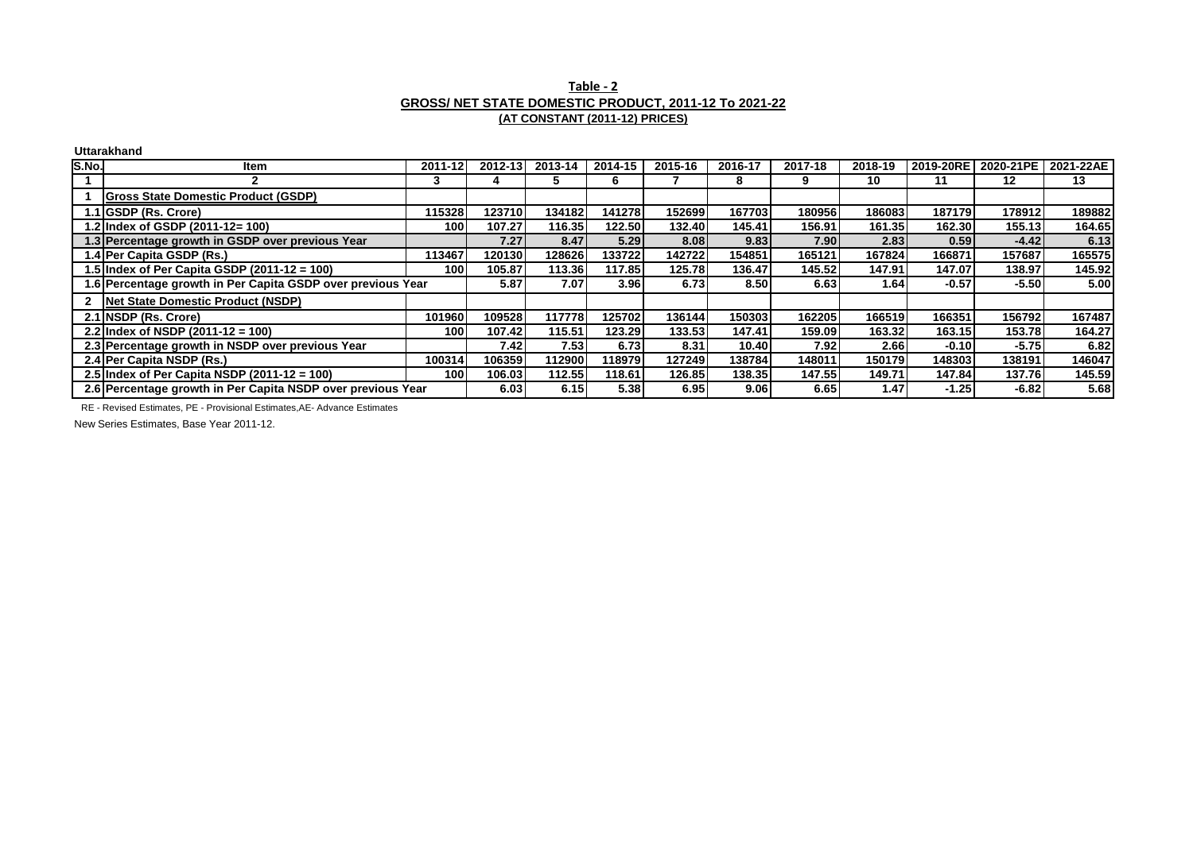**Table - 2**

**GROSS/ NET STATE DOMESTIC PRODUCT, 2011-12 To 2021-22**

**(AT CONSTANT (2011-12) PRICES)**

**Uttarakhand**

| S.No. | Item | 2011-12 | 2012-13 | 2013-14 | 2014-15 | 2015-16 | 2016-17 | 2017-18 | 2018-19 | 2019-20RE | 2020-21PE | 2021-22AE |
|---|---|---|---|---|---|---|---|---|---|---|---|---|
| 1 | 2 | 3 | 4 | 5 | 6 | 7 | 8 | 9 | 10 | 11 | 12 | 13 |
| 1 | **Gross State Domestic Product (GSDP)** | | | | | | | | | | | |
| 1.1 | GSDP (Rs. Crore) | 115328 | 123710 | 134182 | 141278 | 152699 | 167703 | 180956 | 186083 | 187179 | 178912 | 189882 |
| 1.2 | Index of GSDP (2011-12= 100) | 100 | 107.27 | 116.35 | 122.50 | 132.40 | 145.41 | 156.91 | 161.35 | 162.30 | 155.13 | 164.65 |
| 1.3 | Percentage growth in GSDP over previous Year | | 7.27 | 8.47 | 5.29 | 8.08 | 9.83 | 7.90 | 2.83 | 0.59 | -4.42 | 6.13 |
| 1.4 | Per Capita GSDP (Rs.) | 113467 | 120130 | 128626 | 133722 | 142722 | 154851 | 165121 | 167824 | 166871 | 157687 | 165575 |
| 1.5 | Index of Per Capita GSDP (2011-12 = 100) | 100 | 105.87 | 113.36 | 117.85 | 125.78 | 136.47 | 145.52 | 147.91 | 147.07 | 138.97 | 145.92 |
| 1.6 | Percentage growth in Per Capita GSDP over previous Year | | 5.87 | 7.07 | 3.96 | 6.73 | 8.50 | 6.63 | 1.64 | -0.57 | -5.50 | 5.00 |
| 2 | **Net State Domestic Product (NSDP)** | | | | | | | | | | | |
| 2.1 | NSDP (Rs. Crore) | 101960 | 109528 | 117778 | 125702 | 136144 | 150303 | 162205 | 166519 | 166351 | 156792 | 167487 |
| 2.2 | Index of NSDP (2011-12 = 100) | 100 | 107.42 | 115.51 | 123.29 | 133.53 | 147.41 | 159.09 | 163.32 | 163.15 | 153.78 | 164.27 |
| 2.3 | Percentage growth in NSDP over previous Year | | 7.42 | 7.53 | 6.73 | 8.31 | 10.40 | 7.92 | 2.66 | -0.10 | -5.75 | 6.82 |
| 2.4 | Per Capita NSDP (Rs.) | 100314 | 106359 | 112900 | 118979 | 127249 | 138784 | 148011 | 150179 | 148303 | 138191 | 146047 |
| 2.5 | Index of Per Capita NSDP (2011-12 = 100) | 100 | 106.03 | 112.55 | 118.61 | 126.85 | 138.35 | 147.55 | 149.71 | 147.84 | 137.76 | 145.59 |
| 2.6 | Percentage growth in Per Capita NSDP over previous Year | | 6.03 | 6.15 | 5.38 | 6.95 | 9.06 | 6.65 | 1.47 | -1.25 | -6.82 | 5.68 |

RE - Revised Estimates, PE - Provisional Estimates,AE- Advance Estimates

New Series Estimates, Base Year 2011-12.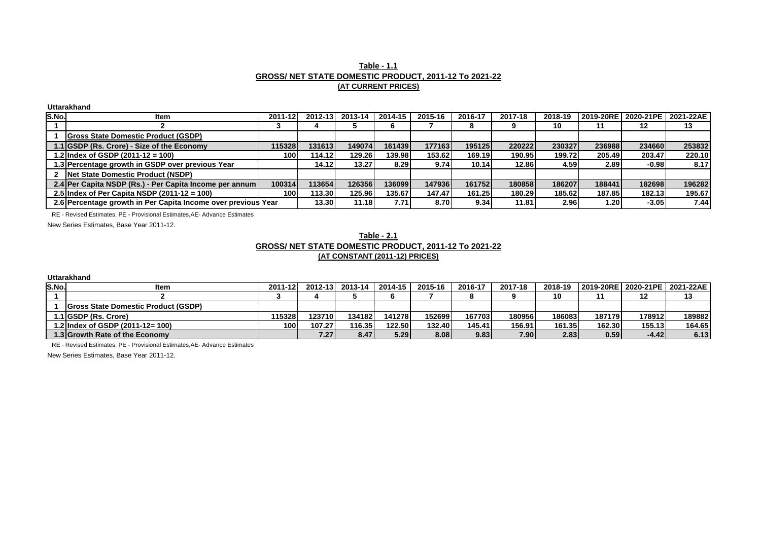## Table - 1.1
### GROSS/ NET STATE DOMESTIC PRODUCT, 2011-12 To 2021-22
### (AT CURRENT PRICES)

**Uttarakhand**

| S.No. | Item | 2011-12 | 2012-13 | 2013-14 | 2014-15 | 2015-16 | 2016-17 | 2017-18 | 2018-19 | 2019-20RE | 2020-21PE | 2021-22AE |
|---|---|---|---|---|---|---|---|---|---|---|---|---|
| 1 | 2 | 3 | 4 | 5 | 6 | 7 | 8 | 9 | 10 | 11 | 12 | 13 |
| 1 | **Gross State Domestic Product (GSDP)** | | | | | | | | | | | |
| 1.1 | **GSDP (Rs. Crore) - Size of the Economy** | 115328 | 131613 | 149074 | 161439 | 177163 | 195125 | 220222 | 230327 | 236988 | 234660 | 253832 |
| 1.2 | **Index of GSDP (2011-12 = 100)** | 100 | 114.12 | 129.26 | 139.98 | 153.62 | 169.19 | 190.95 | 199.72 | 205.49 | 203.47 | 220.10 |
| 1.3 | **Percentage growth in GSDP over previous Year** | | 14.12 | 13.27 | 8.29 | 9.74 | 10.14 | 12.86 | 4.59 | 2.89 | -0.98 | 8.17 |
| 2 | **Net State Domestic Product (NSDP)** | | | | | | | | | | | |
| 2.4 | **Per Capita NSDP (Rs.) - Per Capita Income per annum** | 100314 | 113654 | 126356 | 136099 | 147936 | 161752 | 180858 | 186207 | 188441 | 182698 | 196282 |
| 2.5 | **Index of Per Capita NSDP (2011-12 = 100)** | 100 | 113.30 | 125.96 | 135.67 | 147.47 | 161.25 | 180.29 | 185.62 | 187.85 | 182.13 | 195.67 |
| 2.6 | **Percentage growth in Per Capita Income over previous Year** | | 13.30 | 11.18 | 7.71 | 8.70 | 9.34 | 11.81 | 2.96 | 1.20 | -3.05 | 7.44 |

RE - Revised Estimates, PE - Provisional Estimates,AE- Advance Estimates

New Series Estimates, Base Year 2011-12.

## Table - 2.1
### GROSS/ NET STATE DOMESTIC PRODUCT, 2011-12 To 2021-22
### (AT CONSTANT (2011-12) PRICES)

**Uttarakhand**

| S.No. | Item | 2011-12 | 2012-13 | 2013-14 | 2014-15 | 2015-16 | 2016-17 | 2017-18 | 2018-19 | 2019-20RE | 2020-21PE | 2021-22AE |
|---|---|---|---|---|---|---|---|---|---|---|---|---|
| 1 | 2 | 3 | 4 | 5 | 6 | 7 | 8 | 9 | 10 | 11 | 12 | 13 |
| 1 | **Gross State Domestic Product (GSDP)** | | | | | | | | | | | |
| 1.1 | **GSDP (Rs. Crore)** | 115328 | 123710 | 134182 | 141278 | 152699 | 167703 | 180956 | 186083 | 187179 | 178912 | 189882 |
| 1.2 | **Index of GSDP (2011-12= 100)** | 100 | 107.27 | 116.35 | 122.50 | 132.40 | 145.41 | 156.91 | 161.35 | 162.30 | 155.13 | 164.65 |
| 1.3 | **Growth Rate of the Economy** | | 7.27 | 8.47 | 5.29 | 8.08 | 9.83 | 7.90 | 2.83 | 0.59 | -4.42 | 6.13 |

RE - Revised Estimates, PE - Provisional Estimates,AE- Advance Estimates

New Series Estimates, Base Year 2011-12.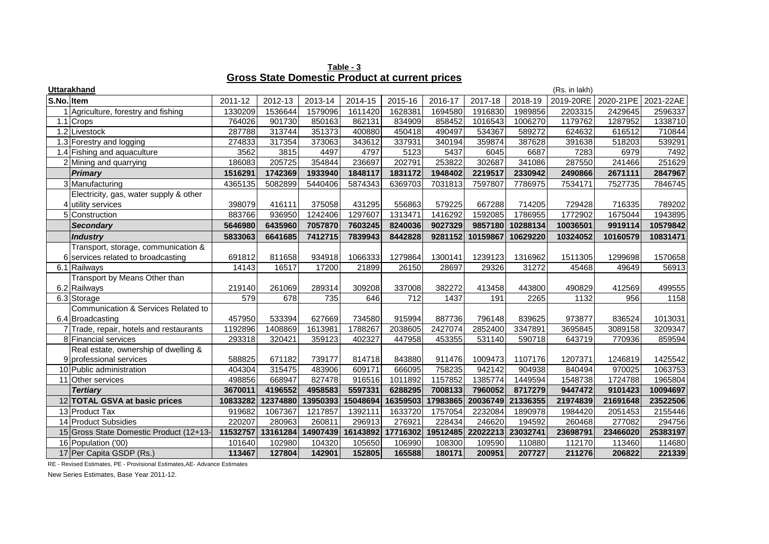**Table - 3**

**Gross State Domestic Product at current prices**

**Uttarakhand** (Rs. in lakh)

| S.No. | Item | 2011-12 | 2012-13 | 2013-14 | 2014-15 | 2015-16 | 2016-17 | 2017-18 | 2018-19 | 2019-20RE | 2020-21PE | 2021-22AE |
|---|---|---|---|---|---|---|---|---|---|---|---|---|
| 1 | Agriculture, forestry and fishing | 1330209 | 1536644 | 1579096 | 1611420 | 1628381 | 1694580 | 1916830 | 1989856 | 2203315 | 2429645 | 2596337 |
| 1.1 | Crops | 764026 | 901730 | 850163 | 862131 | 834909 | 858452 | 1016543 | 1006270 | 1179762 | 1287952 | 1338710 |
| 1.2 | Livestock | 287788 | 313744 | 351373 | 400880 | 450418 | 490497 | 534367 | 589272 | 624632 | 616512 | 710844 |
| 1.3 | Forestry and logging | 274833 | 317354 | 373063 | 343612 | 337931 | 340194 | 359874 | 387628 | 391638 | 518203 | 539291 |
| 1.4 | Fishing and aquaculture | 3562 | 3815 | 4497 | 4797 | 5123 | 5437 | 6045 | 6687 | 7283 | 6979 | 7492 |
| 2 | Mining and quarrying | 186083 | 205725 | 354844 | 236697 | 202791 | 253822 | 302687 | 341086 | 287550 | 241466 | 251629 |
| | ***Primary*** | **1516291** | **1742369** | **1933940** | **1848117** | **1831172** | **1948402** | **2219517** | **2330942** | **2490866** | **2671111** | **2847967** |
| 3 | Manufacturing | 4365135 | 5082899 | 5440406 | 5874343 | 6369703 | 7031813 | 7597807 | 7786975 | 7534171 | 7527735 | 7846745 |
| 4 | Electricity, gas, water supply & other utility services | 398079 | 416111 | 375058 | 431295 | 556863 | 579225 | 667288 | 714205 | 729428 | 716335 | 789202 |
| 5 | Construction | 883766 | 936950 | 1242406 | 1297607 | 1313471 | 1416292 | 1592085 | 1786955 | 1772902 | 1675044 | 1943895 |
| | ***Secondary*** | **5646980** | **6435960** | **7057870** | **7603245** | **8240036** | **9027329** | **9857180** | **10288134** | **10036501** | **9919114** | **10579842** |
| | ***Industry*** | **5833063** | **6641685** | **7412715** | **7839943** | **8442828** | **9281152** | **10159867** | **10629220** | **10324052** | **10160579** | **10831471** |
| 6 | Transport, storage, communication & services related to broadcasting | 691812 | 811658 | 934918 | 1066333 | 1279864 | 1300141 | 1239123 | 1316962 | 1511305 | 1299698 | 1570658 |
| 6.1 | Railways | 14143 | 16517 | 17200 | 21899 | 26150 | 28697 | 29326 | 31272 | 45468 | 49649 | 56913 |
| 6.2 | Transport by Means Other than Railways | 219140 | 261069 | 289314 | 309208 | 337008 | 382272 | 413458 | 443800 | 490829 | 412569 | 499555 |
| 6.3 | Storage | 579 | 678 | 735 | 646 | 712 | 1437 | 191 | 2265 | 1132 | 956 | 1158 |
| 6.4 | Communication & Services Related to Broadcasting | 457950 | 533394 | 627669 | 734580 | 915994 | 887736 | 796148 | 839625 | 973877 | 836524 | 1013031 |
| 7 | Trade, repair, hotels and restaurants | 1192896 | 1408869 | 1613981 | 1788267 | 2038605 | 2427074 | 2852400 | 3347891 | 3695845 | 3089158 | 3209347 |
| 8 | Financial services | 293318 | 320421 | 359123 | 402327 | 447958 | 453355 | 531140 | 590718 | 643719 | 770936 | 859594 |
| 9 | Real estate, ownership of dwelling & professional services | 588825 | 671182 | 739177 | 814718 | 843880 | 911476 | 1009473 | 1107176 | 1207371 | 1246819 | 1425542 |
| 10 | Public administration | 404304 | 315475 | 483906 | 609171 | 666095 | 758235 | 942142 | 904938 | 840494 | 970025 | 1063753 |
| 11 | Other services | 498856 | 668947 | 827478 | 916516 | 1011892 | 1157852 | 1385774 | 1449594 | 1548738 | 1724788 | 1965804 |
| | ***Tertiary*** | **3670011** | **4196552** | **4958583** | **5597331** | **6288295** | **7008133** | **7960052** | **8717279** | **9447472** | **9101423** | **10094697** |
| 12 | **TOTAL GSVA at basic prices** | **10833282** | **12374880** | **13950393** | **15048694** | **16359503** | **17983865** | **20036749** | **21336355** | **21974839** | **21691648** | **23522506** |
| 13 | Product Tax | 919682 | 1067367 | 1217857 | 1392111 | 1633720 | 1757054 | 2232084 | 1890978 | 1984420 | 2051453 | 2155446 |
| 14 | Product Subsidies | 220207 | 280963 | 260811 | 296913 | 276921 | 228434 | 246620 | 194592 | 260468 | 277082 | 294756 |
| 15 | Gross State Domestic Product (12+13- | **11532757** | **13161284** | **14907439** | **16143892** | **17716302** | **19512485** | **22022213** | **23032741** | **23698791** | **23466020** | **25383197** |
| 16 | Population ('00) | 101640 | 102980 | 104320 | 105650 | 106990 | 108300 | 109590 | 110880 | 112170 | 113460 | 114680 |
| 17 | Per Capita GSDP (Rs.) | **113467** | **127804** | **142901** | **152805** | **165588** | **180171** | **200951** | **207727** | **211276** | **206822** | **221339** |

RE - Revised Estimates, PE - Provisional Estimates,AE- Advance Estimates

New Series Estimates, Base Year 2011-12.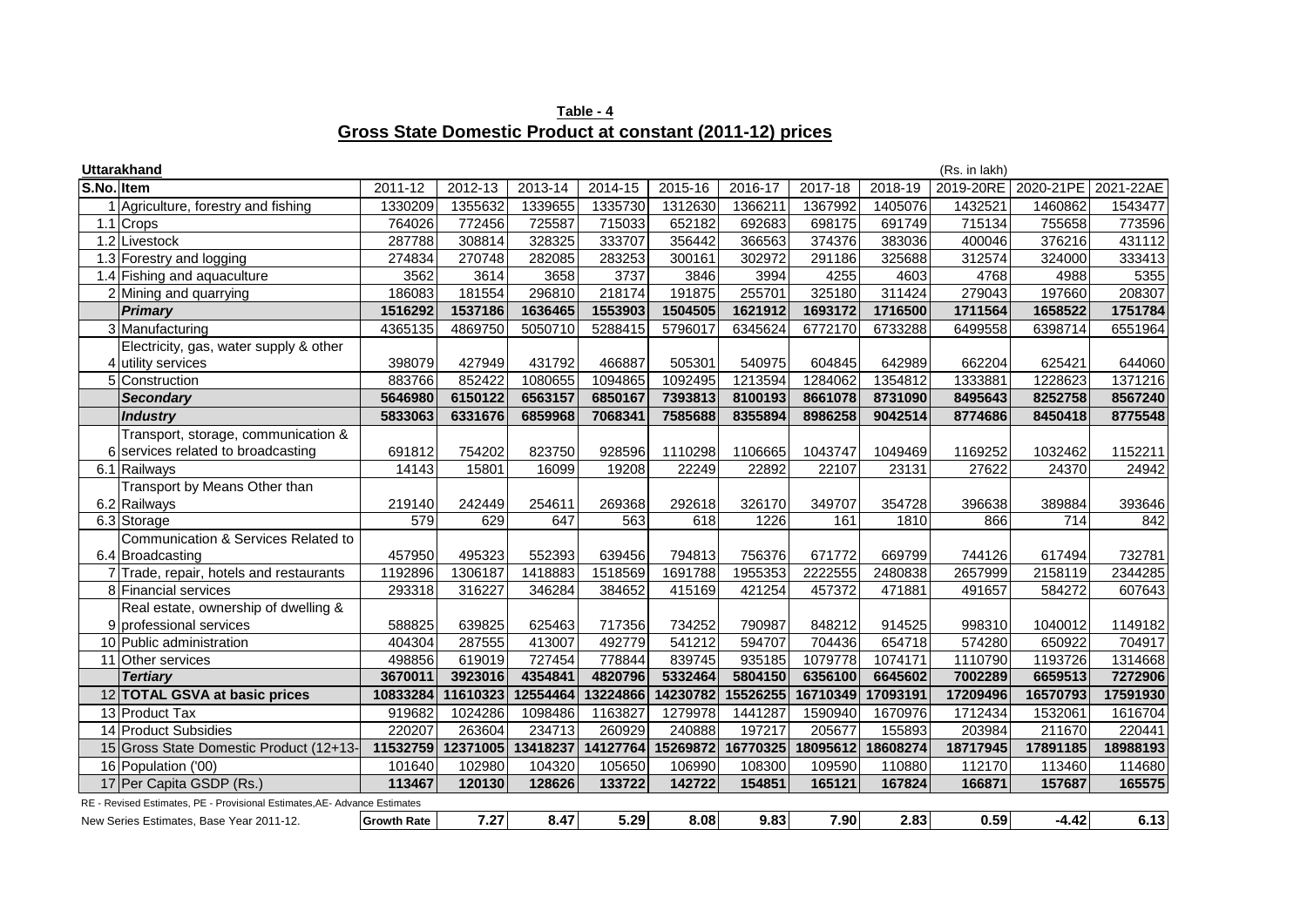**Table - 4**

**Gross State Domestic Product at constant (2011-12) prices**

**Uttarakhand** (Rs. in lakh)

| S.No. | Item | 2011-12 | 2012-13 | 2013-14 | 2014-15 | 2015-16 | 2016-17 | 2017-18 | 2018-19 | 2019-20RE | 2020-21PE | 2021-22AE |
|---|---|---|---|---|---|---|---|---|---|---|---|---|
| 1 | Agriculture, forestry and fishing | 1330209 | 1355632 | 1339655 | 1335730 | 1312630 | 1366211 | 1367992 | 1405076 | 1432521 | 1460862 | 1543477 |
| 1.1 | Crops | 764026 | 772456 | 725587 | 715033 | 652182 | 692683 | 698175 | 691749 | 715134 | 755658 | 773596 |
| 1.2 | Livestock | 287788 | 308814 | 328325 | 333707 | 356442 | 366563 | 374376 | 383036 | 400046 | 376216 | 431112 |
| 1.3 | Forestry and logging | 274834 | 270748 | 282085 | 283253 | 300161 | 302972 | 291186 | 325688 | 312574 | 324000 | 333413 |
| 1.4 | Fishing and aquaculture | 3562 | 3614 | 3658 | 3737 | 3846 | 3994 | 4255 | 4603 | 4768 | 4988 | 5355 |
| 2 | Mining and quarrying | 186083 | 181554 | 296810 | 218174 | 191875 | 255701 | 325180 | 311424 | 279043 | 197660 | 208307 |
| | ***Primary*** | **1516292** | **1537186** | **1636465** | **1553903** | **1504505** | **1621912** | **1693172** | **1716500** | **1711564** | **1658522** | **1751784** |
| 3 | Manufacturing | 4365135 | 4869750 | 5050710 | 5288415 | 5796017 | 6345624 | 6772170 | 6733288 | 6499558 | 6398714 | 6551964 |
| 4 | Electricity, gas, water supply & other utility services | 398079 | 427949 | 431792 | 466887 | 505301 | 540975 | 604845 | 642989 | 662204 | 625421 | 644060 |
| 5 | Construction | 883766 | 852422 | 1080655 | 1094865 | 1092495 | 1213594 | 1284062 | 1354812 | 1333881 | 1228623 | 1371216 |
| | ***Secondary*** | **5646980** | **6150122** | **6563157** | **6850167** | **7393813** | **8100193** | **8661078** | **8731090** | **8495643** | **8252758** | **8567240** |
| | ***Industry*** | **5833063** | **6331676** | **6859968** | **7068341** | **7585688** | **8355894** | **8986258** | **9042514** | **8774686** | **8450418** | **8775548** |
| 6 | Transport, storage, communication & services related to broadcasting | 691812 | 754202 | 823750 | 928596 | 1110298 | 1106665 | 1043747 | 1049469 | 1169252 | 1032462 | 1152211 |
| 6.1 | Railways | 14143 | 15801 | 16099 | 19208 | 22249 | 22892 | 22107 | 23131 | 27622 | 24370 | 24942 |
| 6.2 | Transport by Means Other than Railways | 219140 | 242449 | 254611 | 269368 | 292618 | 326170 | 349707 | 354728 | 396638 | 389884 | 393646 |
| 6.3 | Storage | 579 | 629 | 647 | 563 | 618 | 1226 | 161 | 1810 | 866 | 714 | 842 |
| 6.4 | Communication & Services Related to Broadcasting | 457950 | 495323 | 552393 | 639456 | 794813 | 756376 | 671772 | 669799 | 744126 | 617494 | 732781 |
| 7 | Trade, repair, hotels and restaurants | 1192896 | 1306187 | 1418883 | 1518569 | 1691788 | 1955353 | 2222555 | 2480838 | 2657999 | 2158119 | 2344285 |
| 8 | Financial services | 293318 | 316227 | 346284 | 384652 | 415169 | 421254 | 457372 | 471881 | 491657 | 584272 | 607643 |
| 9 | Real estate, ownership of dwelling & professional services | 588825 | 639825 | 625463 | 717356 | 734252 | 790987 | 848212 | 914525 | 998310 | 1040012 | 1149182 |
| 10 | Public administration | 404304 | 287555 | 413007 | 492779 | 541212 | 594707 | 704436 | 654718 | 574280 | 650922 | 704917 |
| 11 | Other services | 498856 | 619019 | 727454 | 778844 | 839745 | 935185 | 1079778 | 1074171 | 1110790 | 1193726 | 1314668 |
| | ***Tertiary*** | **3670011** | **3923016** | **4354841** | **4820796** | **5332464** | **5804150** | **6356100** | **6645602** | **7002289** | **6659513** | **7272906** |
| 12 | **TOTAL GSVA at basic prices** | **10833284** | **11610323** | **12554464** | **13224866** | **14230782** | **15526255** | **16710349** | **17093191** | **17209496** | **16570793** | **17591930** |
| 13 | Product Tax | 919682 | 1024286 | 1098486 | 1163827 | 1279978 | 1441287 | 1590940 | 1670976 | 1712434 | 1532061 | 1616704 |
| 14 | Product Subsidies | 220207 | 263604 | 234713 | 260929 | 240888 | 197217 | 205677 | 155893 | 203984 | 211670 | 220441 |
| 15 | Gross State Domestic Product (12+13- | **11532759** | **12371005** | **13418237** | **14127764** | **15269872** | **16770325** | **18095612** | **18608274** | **18717945** | **17891185** | **18988193** |
| 16 | Population ('00) | 101640 | 102980 | 104320 | 105650 | 106990 | 108300 | 109590 | 110880 | 112170 | 113460 | 114680 |
| 17 | Per Capita GSDP (Rs.) | **113467** | **120130** | **128626** | **133722** | **142722** | **154851** | **165121** | **167824** | **166871** | **157687** | **165575** |
| | **Growth Rate** | | **7.27** | **8.47** | **5.29** | **8.08** | **9.83** | **7.90** | **2.83** | **0.59** | **-4.42** | **6.13** |

RE - Revised Estimates, PE - Provisional Estimates, AE- Advance Estimates

New Series Estimates, Base Year 2011-12.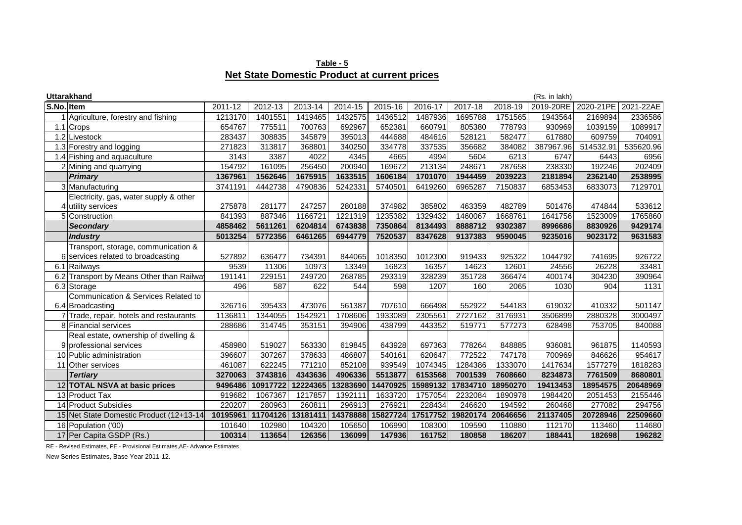**Table - 5**

**Net State Domestic Product at current prices**

**Uttarakhand** (Rs. in lakh)

| S.No. | Item | 2011-12 | 2012-13 | 2013-14 | 2014-15 | 2015-16 | 2016-17 | 2017-18 | 2018-19 | 2019-20RE | 2020-21PE | 2021-22AE |
|---|---|---|---|---|---|---|---|---|---|---|---|---|
| 1 | Agriculture, forestry and fishing | 1213170 | 1401551 | 1419465 | 1432575 | 1436512 | 1487936 | 1695788 | 1751565 | 1943564 | 2169894 | 2336586 |
| 1.1 | Crops | 654767 | 775511 | 700763 | 692967 | 652381 | 660791 | 805380 | 778793 | 930969 | 1039159 | 1089917 |
| 1.2 | Livestock | 283437 | 308835 | 345879 | 395013 | 444688 | 484616 | 528121 | 582477 | 617880 | 609759 | 704091 |
| 1.3 | Forestry and logging | 271823 | 313817 | 368801 | 340250 | 334778 | 337535 | 356682 | 384082 | 387967.96 | 514532.91 | 535620.96 |
| 1.4 | Fishing and aquaculture | 3143 | 3387 | 4022 | 4345 | 4665 | 4994 | 5604 | 6213 | 6747 | 6443 | 6956 |
| 2 | Mining and quarrying | 154792 | 161095 | 256450 | 200940 | 169672 | 213134 | 248671 | 287658 | 238330 | 192246 | 202409 |
| | ***Primary*** | **1367961** | **1562646** | **1675915** | **1633515** | **1606184** | **1701070** | **1944459** | **2039223** | **2181894** | **2362140** | **2538995** |
| 3 | Manufacturing | 3741191 | 4442738 | 4790836 | 5242331 | 5740501 | 6419260 | 6965287 | 7150837 | 6853453 | 6833073 | 7129701 |
| 4 | Electricity, gas, water supply & other utility services | 275878 | 281177 | 247257 | 280188 | 374982 | 385802 | 463359 | 482789 | 501476 | 474844 | 533612 |
| 5 | Construction | 841393 | 887346 | 1166721 | 1221319 | 1235382 | 1329432 | 1460067 | 1668761 | 1641756 | 1523009 | 1765860 |
| | ***Secondary*** | **4858462** | **5611261** | **6204814** | **6743838** | **7350864** | **8134493** | **8888712** | **9302387** | **8996686** | **8830926** | **9429174** |
| | ***Industry*** | **5013254** | **5772356** | **6461265** | **6944779** | **7520537** | **8347628** | **9137383** | **9590045** | **9235016** | **9023172** | **9631583** |
| 6 | Transport, storage, communication & services related to broadcasting | 527892 | 636477 | 734391 | 844065 | 1018350 | 1012300 | 919433 | 925322 | 1044792 | 741695 | 926722 |
| 6.1 | Railways | 9539 | 11306 | 10973 | 13349 | 16823 | 16357 | 14623 | 12601 | 24556 | 26228 | 33481 |
| 6.2 | Transport by Means Other than Railway | 191141 | 229151 | 249720 | 268785 | 293319 | 328239 | 351728 | 366474 | 400174 | 304230 | 390964 |
| 6.3 | Storage | 496 | 587 | 622 | 544 | 598 | 1207 | 160 | 2065 | 1030 | 904 | 1131 |
| 6.4 | Communication & Services Related to Broadcasting | 326716 | 395433 | 473076 | 561387 | 707610 | 666498 | 552922 | 544183 | 619032 | 410332 | 501147 |
| 7 | Trade, repair, hotels and restaurants | 1136811 | 1344055 | 1542921 | 1708606 | 1933089 | 2305561 | 2727162 | 3176931 | 3506899 | 2880328 | 3000497 |
| 8 | Financial services | 288686 | 314745 | 353151 | 394906 | 438799 | 443352 | 519771 | 577273 | 628498 | 753705 | 840088 |
| 9 | Real estate, ownership of dwelling & professional services | 458980 | 519027 | 563330 | 619845 | 643928 | 697363 | 778264 | 848885 | 936081 | 961875 | 1140593 |
| 10 | Public administration | 396607 | 307267 | 378633 | 486807 | 540161 | 620647 | 772522 | 747178 | 700969 | 846626 | 954617 |
| 11 | Other services | 461087 | 622245 | 771210 | 852108 | 939549 | 1074345 | 1284386 | 1333070 | 1417634 | 1577279 | 1818283 |
| | ***Tertiary*** | **3270063** | **3743816** | **4343636** | **4906336** | **5513877** | **6153568** | **7001539** | **7608660** | **8234873** | **7761509** | **8680801** |
| 12 | **TOTAL NSVA at basic prices** | **9496486** | **10917722** | **12224365** | **13283690** | **14470925** | **15989132** | **17834710** | **18950270** | **19413453** | **18954575** | **20648969** |
| 13 | Product Tax | 919682 | 1067367 | 1217857 | 1392111 | 1633720 | 1757054 | 2232084 | 1890978 | 1984420 | 2051453 | 2155446 |
| 14 | Product Subsidies | 220207 | 280963 | 260811 | 296913 | 276921 | 228434 | 246620 | 194592 | 260468 | 277082 | 294756 |
| 15 | Net State Domestic Product (12+13-14) | **10195961** | **11704126** | **13181411** | **14378888** | **15827724** | **17517752** | **19820174** | **20646656** | **21137405** | **20728946** | **22509660** |
| 16 | Population ('00) | 101640 | 102980 | 104320 | 105650 | 106990 | 108300 | 109590 | 110880 | 112170 | 113460 | 114680 |
| 17 | Per Capita GSDP (Rs.) | **100314** | **113654** | **126356** | **136099** | **147936** | **161752** | **180858** | **186207** | **188441** | **182698** | **196282** |

RE - Revised Estimates, PE - Provisional Estimates,AE- Advance Estimates

New Series Estimates, Base Year 2011-12.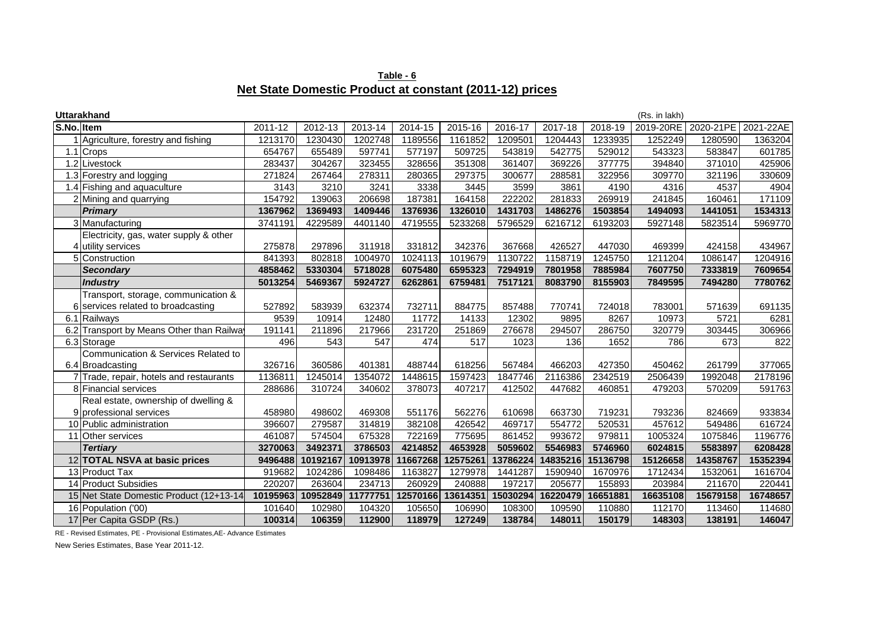**Table - 6**

**Net State Domestic Product at constant (2011-12) prices**

**Uttarakhand** (Rs. in lakh)

| S.No. | Item | 2011-12 | 2012-13 | 2013-14 | 2014-15 | 2015-16 | 2016-17 | 2017-18 | 2018-19 | 2019-20RE | 2020-21PE | 2021-22AE |
|---|---|---|---|---|---|---|---|---|---|---|---|---|
| 1 | Agriculture, forestry and fishing | 1213170 | 1230430 | 1202748 | 1189556 | 1161852 | 1209501 | 1204443 | 1233935 | 1252249 | 1280590 | 1363204 |
| 1.1 | Crops | 654767 | 655489 | 597741 | 577197 | 509725 | 543819 | 542775 | 529012 | 543323 | 583847 | 601785 |
| 1.2 | Livestock | 283437 | 304267 | 323455 | 328656 | 351308 | 361407 | 369226 | 377775 | 394840 | 371010 | 425906 |
| 1.3 | Forestry and logging | 271824 | 267464 | 278311 | 280365 | 297375 | 300677 | 288581 | 322956 | 309770 | 321196 | 330609 |
| 1.4 | Fishing and aquaculture | 3143 | 3210 | 3241 | 3338 | 3445 | 3599 | 3861 | 4190 | 4316 | 4537 | 4904 |
| 2 | Mining and quarrying | 154792 | 139063 | 206698 | 187381 | 164158 | 222202 | 281833 | 269919 | 241845 | 160461 | 171109 |
| | ***Primary*** | **1367962** | **1369493** | **1409446** | **1376936** | **1326010** | **1431703** | **1486276** | **1503854** | **1494093** | **1441051** | **1534313** |
| 3 | Manufacturing | 3741191 | 4229589 | 4401140 | 4719555 | 5233268 | 5796529 | 6216712 | 6193203 | 5927148 | 5823514 | 5969770 |
| 4 | Electricity, gas, water supply & other utility services | 275878 | 297896 | 311918 | 331812 | 342376 | 367668 | 426527 | 447030 | 469399 | 424158 | 434967 |
| 5 | Construction | 841393 | 802818 | 1004970 | 1024113 | 1019679 | 1130722 | 1158719 | 1245750 | 1211204 | 1086147 | 1204916 |
| | ***Secondary*** | **4858462** | **5330304** | **5718028** | **6075480** | **6595323** | **7294919** | **7801958** | **7885984** | **7607750** | **7333819** | **7609654** |
| | ***Industry*** | **5013254** | **5469367** | **5924727** | **6262861** | **6759481** | **7517121** | **8083790** | **8155903** | **7849595** | **7494280** | **7780762** |
| 6 | Transport, storage, communication & services related to broadcasting | 527892 | 583939 | 632374 | 732711 | 884775 | 857488 | 770741 | 724018 | 783001 | 571639 | 691135 |
| 6.1 | Railways | 9539 | 10914 | 12480 | 11772 | 14133 | 12302 | 9895 | 8267 | 10973 | 5721 | 6281 |
| 6.2 | Transport by Means Other than Railway | 191141 | 211896 | 217966 | 231720 | 251869 | 276678 | 294507 | 286750 | 320779 | 303445 | 306966 |
| 6.3 | Storage | 496 | 543 | 547 | 474 | 517 | 1023 | 136 | 1652 | 786 | 673 | 822 |
| 6.4 | Communication & Services Related to Broadcasting | 326716 | 360586 | 401381 | 488744 | 618256 | 567484 | 466203 | 427350 | 450462 | 261799 | 377065 |
| 7 | Trade, repair, hotels and restaurants | 1136811 | 1245014 | 1354072 | 1448615 | 1597423 | 1847746 | 2116386 | 2342519 | 2506439 | 1992048 | 2178196 |
| 8 | Financial services | 288686 | 310724 | 340602 | 378073 | 407217 | 412502 | 447682 | 460851 | 479203 | 570209 | 591763 |
| 9 | Real estate, ownership of dwelling & professional services | 458980 | 498602 | 469308 | 551176 | 562276 | 610698 | 663730 | 719231 | 793236 | 824669 | 933834 |
| 10 | Public administration | 396607 | 279587 | 314819 | 382108 | 426542 | 469717 | 554772 | 520531 | 457612 | 549486 | 616724 |
| 11 | Other services | 461087 | 574504 | 675328 | 722169 | 775695 | 861452 | 993672 | 979811 | 1005324 | 1075846 | 1196776 |
| | ***Tertiary*** | **3270063** | **3492371** | **3786503** | **4214852** | **4653928** | **5059602** | **5546983** | **5746960** | **6024815** | **5583897** | **6208428** |
| 12 | **TOTAL NSVA at basic prices** | **9496488** | **10192167** | **10913978** | **11667268** | **12575261** | **13786224** | **14835216** | **15136798** | **15126658** | **14358767** | **15352394** |
| 13 | Product Tax | 919682 | 1024286 | 1098486 | 1163827 | 1279978 | 1441287 | 1590940 | 1670976 | 1712434 | 1532061 | 1616704 |
| 14 | Product Subsidies | 220207 | 263604 | 234713 | 260929 | 240888 | 197217 | 205677 | 155893 | 203984 | 211670 | 220441 |
| 15 | Net State Domestic Product (12+13-14) | **10195963** | **10952849** | **11777751** | **12570166** | **13614351** | **15030294** | **16220479** | **16651881** | **16635108** | **15679158** | **16748657** |
| 16 | Population ('00) | 101640 | 102980 | 104320 | 105650 | 106990 | 108300 | 109590 | 110880 | 112170 | 113460 | 114680 |
| 17 | Per Capita GSDP (Rs.) | **100314** | **106359** | **112900** | **118979** | **127249** | **138784** | **148011** | **150179** | **148303** | **138191** | **146047** |

RE - Revised Estimates, PE - Provisional Estimates,AE- Advance Estimates

New Series Estimates, Base Year 2011-12.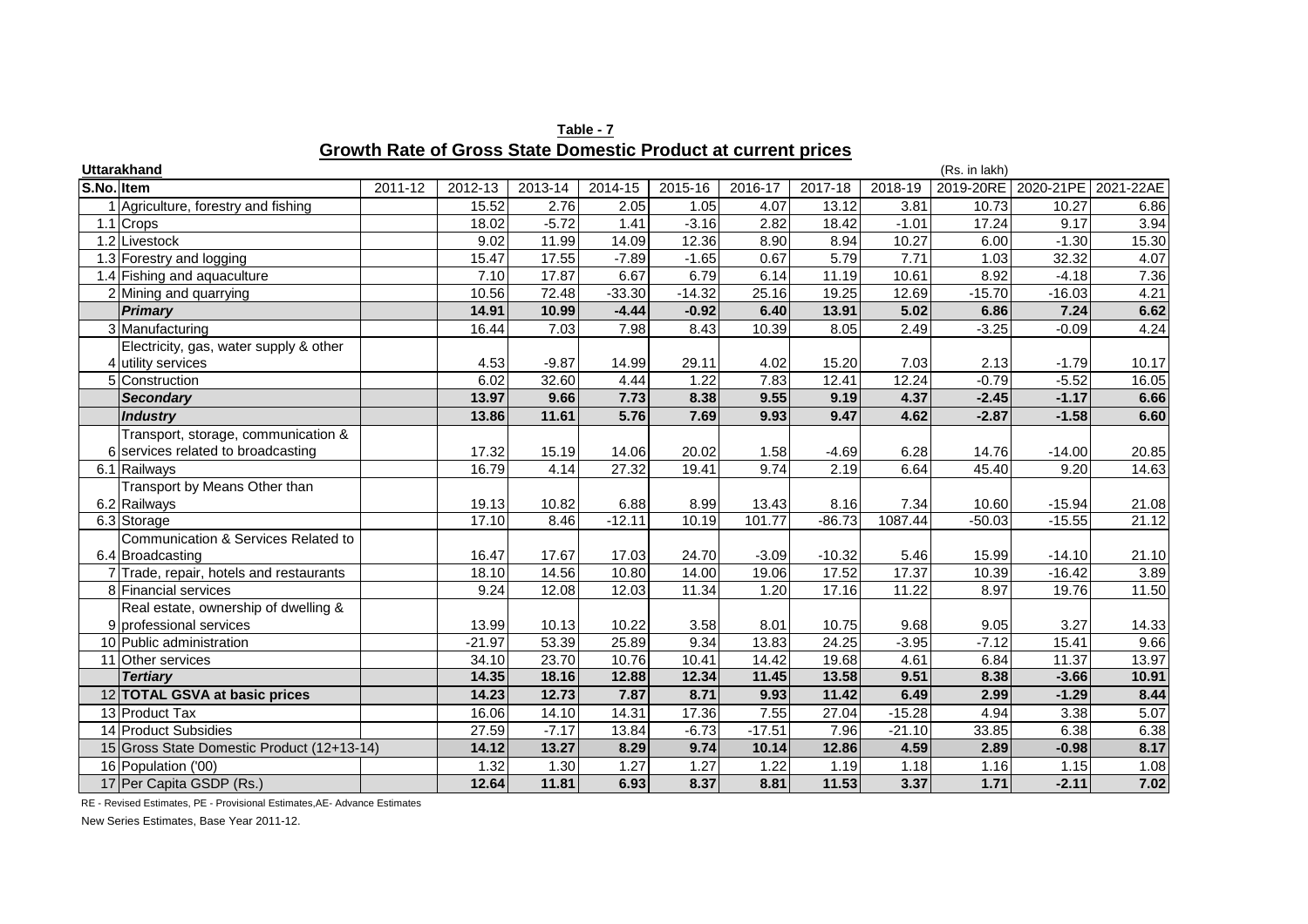**Table - 7**

## Growth Rate of Gross State Domestic Product at current prices

**Uttarakhand** (Rs. in lakh)

| S.No. | Item | 2011-12 | 2012-13 | 2013-14 | 2014-15 | 2015-16 | 2016-17 | 2017-18 | 2018-19 | 2019-20RE | 2020-21PE | 2021-22AE |
|---|---|---|---|---|---|---|---|---|---|---|---|---|
| 1 | Agriculture, forestry and fishing | | 15.52 | 2.76 | 2.05 | 1.05 | 4.07 | 13.12 | 3.81 | 10.73 | 10.27 | 6.86 |
| 1.1 | Crops | | 18.02 | -5.72 | 1.41 | -3.16 | 2.82 | 18.42 | -1.01 | 17.24 | 9.17 | 3.94 |
| 1.2 | Livestock | | 9.02 | 11.99 | 14.09 | 12.36 | 8.90 | 8.94 | 10.27 | 6.00 | -1.30 | 15.30 |
| 1.3 | Forestry and logging | | 15.47 | 17.55 | -7.89 | -1.65 | 0.67 | 5.79 | 7.71 | 1.03 | 32.32 | 4.07 |
| 1.4 | Fishing and aquaculture | | 7.10 | 17.87 | 6.67 | 6.79 | 6.14 | 11.19 | 10.61 | 8.92 | -4.18 | 7.36 |
| 2 | Mining and quarrying | | 10.56 | 72.48 | -33.30 | -14.32 | 25.16 | 19.25 | 12.69 | -15.70 | -16.03 | 4.21 |
| | ***Primary*** | | **14.91** | **10.99** | **-4.44** | **-0.92** | **6.40** | **13.91** | **5.02** | **6.86** | **7.24** | **6.62** |
| 3 | Manufacturing | | 16.44 | 7.03 | 7.98 | 8.43 | 10.39 | 8.05 | 2.49 | -3.25 | -0.09 | 4.24 |
| 4 | Electricity, gas, water supply & other utility services | | 4.53 | -9.87 | 14.99 | 29.11 | 4.02 | 15.20 | 7.03 | 2.13 | -1.79 | 10.17 |
| 5 | Construction | | 6.02 | 32.60 | 4.44 | 1.22 | 7.83 | 12.41 | 12.24 | -0.79 | -5.52 | 16.05 |
| | ***Secondary*** | | **13.97** | **9.66** | **7.73** | **8.38** | **9.55** | **9.19** | **4.37** | **-2.45** | **-1.17** | **6.66** |
| | ***Industry*** | | **13.86** | **11.61** | **5.76** | **7.69** | **9.93** | **9.47** | **4.62** | **-2.87** | **-1.58** | **6.60** |
| 6 | Transport, storage, communication & services related to broadcasting | | 17.32 | 15.19 | 14.06 | 20.02 | 1.58 | -4.69 | 6.28 | 14.76 | -14.00 | 20.85 |
| 6.1 | Railways | | 16.79 | 4.14 | 27.32 | 19.41 | 9.74 | 2.19 | 6.64 | 45.40 | 9.20 | 14.63 |
| 6.2 | Transport by Means Other than Railways | | 19.13 | 10.82 | 6.88 | 8.99 | 13.43 | 8.16 | 7.34 | 10.60 | -15.94 | 21.08 |
| 6.3 | Storage | | 17.10 | 8.46 | -12.11 | 10.19 | 101.77 | -86.73 | 1087.44 | -50.03 | -15.55 | 21.12 |
| 6.4 | Communication & Services Related to Broadcasting | | 16.47 | 17.67 | 17.03 | 24.70 | -3.09 | -10.32 | 5.46 | 15.99 | -14.10 | 21.10 |
| 7 | Trade, repair, hotels and restaurants | | 18.10 | 14.56 | 10.80 | 14.00 | 19.06 | 17.52 | 17.37 | 10.39 | -16.42 | 3.89 |
| 8 | Financial services | | 9.24 | 12.08 | 12.03 | 11.34 | 1.20 | 17.16 | 11.22 | 8.97 | 19.76 | 11.50 |
| 9 | Real estate, ownership of dwelling & professional services | | 13.99 | 10.13 | 10.22 | 3.58 | 8.01 | 10.75 | 9.68 | 9.05 | 3.27 | 14.33 |
| 10 | Public administration | | -21.97 | 53.39 | 25.89 | 9.34 | 13.83 | 24.25 | -3.95 | -7.12 | 15.41 | 9.66 |
| 11 | Other services | | 34.10 | 23.70 | 10.76 | 10.41 | 14.42 | 19.68 | 4.61 | 6.84 | 11.37 | 13.97 |
| | ***Tertiary*** | | **14.35** | **18.16** | **12.88** | **12.34** | **11.45** | **13.58** | **9.51** | **8.38** | **-3.66** | **10.91** |
| 12 | **TOTAL GSVA at basic prices** | | **14.23** | **12.73** | **7.87** | **8.71** | **9.93** | **11.42** | **6.49** | **2.99** | **-1.29** | **8.44** |
| 13 | Product Tax | | 16.06 | 14.10 | 14.31 | 17.36 | 7.55 | 27.04 | -15.28 | 4.94 | 3.38 | 5.07 |
| 14 | Product Subsidies | | 27.59 | -7.17 | 13.84 | -6.73 | -17.51 | 7.96 | -21.10 | 33.85 | 6.38 | 6.38 |
| 15 | Gross State Domestic Product (12+13-14) | | **14.12** | **13.27** | **8.29** | **9.74** | **10.14** | **12.86** | **4.59** | **2.89** | **-0.98** | **8.17** |
| 16 | Population ('00) | | 1.32 | 1.30 | 1.27 | 1.27 | 1.22 | 1.19 | 1.18 | 1.16 | 1.15 | 1.08 |
| 17 | Per Capita GSDP (Rs.) | | **12.64** | **11.81** | **6.93** | **8.37** | **8.81** | **11.53** | **3.37** | **1.71** | **-2.11** | **7.02** |

RE - Revised Estimates, PE - Provisional Estimates,AE- Advance Estimates

New Series Estimates, Base Year 2011-12.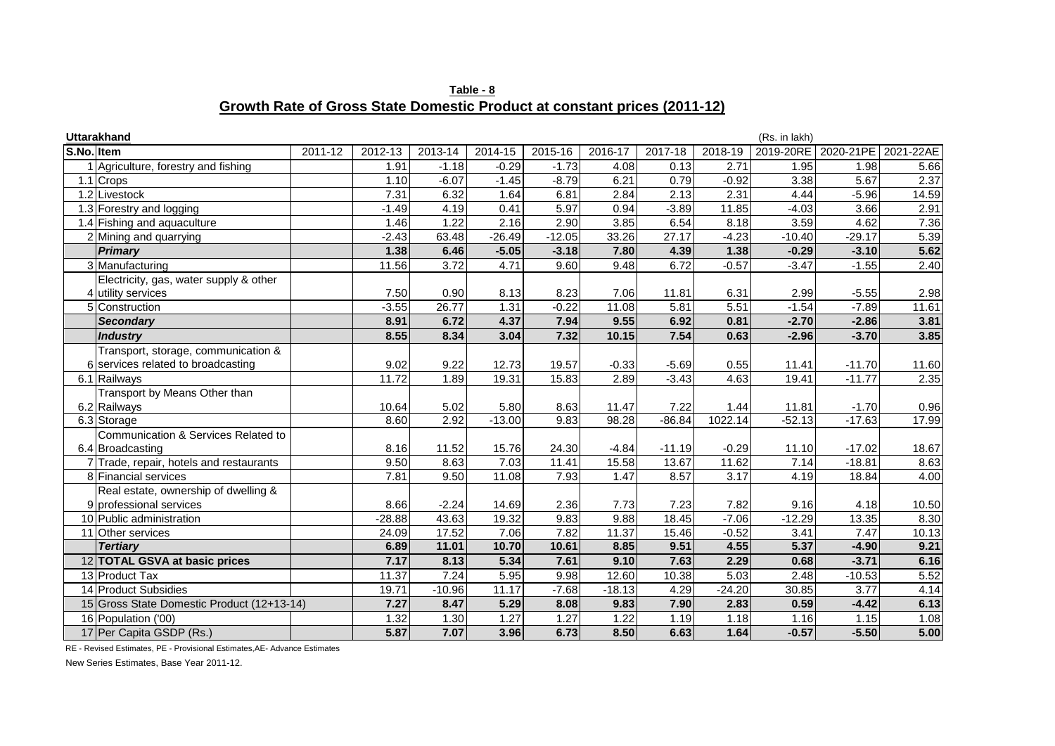**Table - 8**

**Growth Rate of Gross State Domestic Product at constant prices (2011-12)**

**Uttarakhand** (Rs. in lakh)

| S.No. | Item | 2011-12 | 2012-13 | 2013-14 | 2014-15 | 2015-16 | 2016-17 | 2017-18 | 2018-19 | 2019-20RE | 2020-21PE | 2021-22AE |
|---|---|---|---|---|---|---|---|---|---|---|---|---|
| 1 | Agriculture, forestry and fishing | | 1.91 | -1.18 | -0.29 | -1.73 | 4.08 | 0.13 | 2.71 | 1.95 | 1.98 | 5.66 |
| 1.1 | Crops | | 1.10 | -6.07 | -1.45 | -8.79 | 6.21 | 0.79 | -0.92 | 3.38 | 5.67 | 2.37 |
| 1.2 | Livestock | | 7.31 | 6.32 | 1.64 | 6.81 | 2.84 | 2.13 | 2.31 | 4.44 | -5.96 | 14.59 |
| 1.3 | Forestry and logging | | -1.49 | 4.19 | 0.41 | 5.97 | 0.94 | -3.89 | 11.85 | -4.03 | 3.66 | 2.91 |
| 1.4 | Fishing and aquaculture | | 1.46 | 1.22 | 2.16 | 2.90 | 3.85 | 6.54 | 8.18 | 3.59 | 4.62 | 7.36 |
| 2 | Mining and quarrying | | -2.43 | 63.48 | -26.49 | -12.05 | 33.26 | 27.17 | -4.23 | -10.40 | -29.17 | 5.39 |
| | ***Primary*** | | **1.38** | **6.46** | **-5.05** | **-3.18** | **7.80** | **4.39** | **1.38** | **-0.29** | **-3.10** | **5.62** |
| 3 | Manufacturing | | 11.56 | 3.72 | 4.71 | 9.60 | 9.48 | 6.72 | -0.57 | -3.47 | -1.55 | 2.40 |
| 4 | Electricity, gas, water supply & other utility services | | 7.50 | 0.90 | 8.13 | 8.23 | 7.06 | 11.81 | 6.31 | 2.99 | -5.55 | 2.98 |
| 5 | Construction | | -3.55 | 26.77 | 1.31 | -0.22 | 11.08 | 5.81 | 5.51 | -1.54 | -7.89 | 11.61 |
| | ***Secondary*** | | **8.91** | **6.72** | **4.37** | **7.94** | **9.55** | **6.92** | **0.81** | **-2.70** | **-2.86** | **3.81** |
| | ***Industry*** | | **8.55** | **8.34** | **3.04** | **7.32** | **10.15** | **7.54** | **0.63** | **-2.96** | **-3.70** | **3.85** |
| 6 | Transport, storage, communication & services related to broadcasting | | 9.02 | 9.22 | 12.73 | 19.57 | -0.33 | -5.69 | 0.55 | 11.41 | -11.70 | 11.60 |
| 6.1 | Railways | | 11.72 | 1.89 | 19.31 | 15.83 | 2.89 | -3.43 | 4.63 | 19.41 | -11.77 | 2.35 |
| 6.2 | Transport by Means Other than Railways | | 10.64 | 5.02 | 5.80 | 8.63 | 11.47 | 7.22 | 1.44 | 11.81 | -1.70 | 0.96 |
| 6.3 | Storage | | 8.60 | 2.92 | -13.00 | 9.83 | 98.28 | -86.84 | 1022.14 | -52.13 | -17.63 | 17.99 |
| 6.4 | Communication & Services Related to Broadcasting | | 8.16 | 11.52 | 15.76 | 24.30 | -4.84 | -11.19 | -0.29 | 11.10 | -17.02 | 18.67 |
| 7 | Trade, repair, hotels and restaurants | | 9.50 | 8.63 | 7.03 | 11.41 | 15.58 | 13.67 | 11.62 | 7.14 | -18.81 | 8.63 |
| 8 | Financial services | | 7.81 | 9.50 | 11.08 | 7.93 | 1.47 | 8.57 | 3.17 | 4.19 | 18.84 | 4.00 |
| 9 | Real estate, ownership of dwelling & professional services | | 8.66 | -2.24 | 14.69 | 2.36 | 7.73 | 7.23 | 7.82 | 9.16 | 4.18 | 10.50 |
| 10 | Public administration | | -28.88 | 43.63 | 19.32 | 9.83 | 9.88 | 18.45 | -7.06 | -12.29 | 13.35 | 8.30 |
| 11 | Other services | | 24.09 | 17.52 | 7.06 | 7.82 | 11.37 | 15.46 | -0.52 | 3.41 | 7.47 | 10.13 |
| | ***Tertiary*** | | **6.89** | **11.01** | **10.70** | **10.61** | **8.85** | **9.51** | **4.55** | **5.37** | **-4.90** | **9.21** |
| 12 | **TOTAL GSVA at basic prices** | | **7.17** | **8.13** | **5.34** | **7.61** | **9.10** | **7.63** | **2.29** | **0.68** | **-3.71** | **6.16** |
| 13 | Product Tax | | 11.37 | 7.24 | 5.95 | 9.98 | 12.60 | 10.38 | 5.03 | 2.48 | -10.53 | 5.52 |
| 14 | Product Subsidies | | 19.71 | -10.96 | 11.17 | -7.68 | -18.13 | 4.29 | -24.20 | 30.85 | 3.77 | 4.14 |
| 15 | Gross State Domestic Product (12+13-14) | | **7.27** | **8.47** | **5.29** | **8.08** | **9.83** | **7.90** | **2.83** | **0.59** | **-4.42** | **6.13** |
| 16 | Population ('00) | | 1.32 | 1.30 | 1.27 | 1.27 | 1.22 | 1.19 | 1.18 | 1.16 | 1.15 | 1.08 |
| 17 | Per Capita GSDP (Rs.) | | **5.87** | **7.07** | **3.96** | **6.73** | **8.50** | **6.63** | **1.64** | **-0.57** | **-5.50** | **5.00** |

RE - Revised Estimates, PE - Provisional Estimates,AE- Advance Estimates

New Series Estimates, Base Year 2011-12.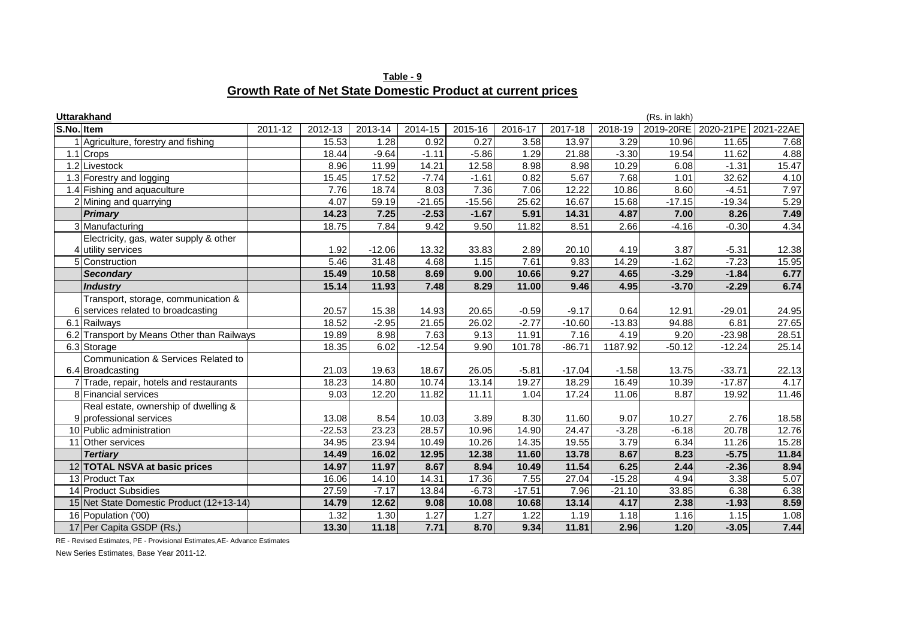**Table - 9**

**Growth Rate of Net State Domestic Product at current prices**

**Uttarakhand** (Rs. in lakh)

| S.No. | Item | 2011-12 | 2012-13 | 2013-14 | 2014-15 | 2015-16 | 2016-17 | 2017-18 | 2018-19 | 2019-20RE | 2020-21PE | 2021-22AE |
|---|---|---|---|---|---|---|---|---|---|---|---|---|
| 1 | Agriculture, forestry and fishing | | 15.53 | 1.28 | 0.92 | 0.27 | 3.58 | 13.97 | 3.29 | 10.96 | 11.65 | 7.68 |
| 1.1 | Crops | | 18.44 | -9.64 | -1.11 | -5.86 | 1.29 | 21.88 | -3.30 | 19.54 | 11.62 | 4.88 |
| 1.2 | Livestock | | 8.96 | 11.99 | 14.21 | 12.58 | 8.98 | 8.98 | 10.29 | 6.08 | -1.31 | 15.47 |
| 1.3 | Forestry and logging | | 15.45 | 17.52 | -7.74 | -1.61 | 0.82 | 5.67 | 7.68 | 1.01 | 32.62 | 4.10 |
| 1.4 | Fishing and aquaculture | | 7.76 | 18.74 | 8.03 | 7.36 | 7.06 | 12.22 | 10.86 | 8.60 | -4.51 | 7.97 |
| 2 | Mining and quarrying | | 4.07 | 59.19 | -21.65 | -15.56 | 25.62 | 16.67 | 15.68 | -17.15 | -19.34 | 5.29 |
| | ***Primary*** | | **14.23** | **7.25** | **-2.53** | **-1.67** | **5.91** | **14.31** | **4.87** | **7.00** | **8.26** | **7.49** |
| 3 | Manufacturing | | 18.75 | 7.84 | 9.42 | 9.50 | 11.82 | 8.51 | 2.66 | -4.16 | -0.30 | 4.34 |
| 4 | Electricity, gas, water supply & other utility services | | 1.92 | -12.06 | 13.32 | 33.83 | 2.89 | 20.10 | 4.19 | 3.87 | -5.31 | 12.38 |
| 5 | Construction | | 5.46 | 31.48 | 4.68 | 1.15 | 7.61 | 9.83 | 14.29 | -1.62 | -7.23 | 15.95 |
| | ***Secondary*** | | **15.49** | **10.58** | **8.69** | **9.00** | **10.66** | **9.27** | **4.65** | **-3.29** | **-1.84** | **6.77** |
| | ***Industry*** | | **15.14** | **11.93** | **7.48** | **8.29** | **11.00** | **9.46** | **4.95** | **-3.70** | **-2.29** | **6.74** |
| 6 | Transport, storage, communication & services related to broadcasting | | 20.57 | 15.38 | 14.93 | 20.65 | -0.59 | -9.17 | 0.64 | 12.91 | -29.01 | 24.95 |
| 6.1 | Railways | | 18.52 | -2.95 | 21.65 | 26.02 | -2.77 | -10.60 | -13.83 | 94.88 | 6.81 | 27.65 |
| 6.2 | Transport by Means Other than Railways | | 19.89 | 8.98 | 7.63 | 9.13 | 11.91 | 7.16 | 4.19 | 9.20 | -23.98 | 28.51 |
| 6.3 | Storage | | 18.35 | 6.02 | -12.54 | 9.90 | 101.78 | -86.71 | 1187.92 | -50.12 | -12.24 | 25.14 |
| 6.4 | Communication & Services Related to Broadcasting | | 21.03 | 19.63 | 18.67 | 26.05 | -5.81 | -17.04 | -1.58 | 13.75 | -33.71 | 22.13 |
| 7 | Trade, repair, hotels and restaurants | | 18.23 | 14.80 | 10.74 | 13.14 | 19.27 | 18.29 | 16.49 | 10.39 | -17.87 | 4.17 |
| 8 | Financial services | | 9.03 | 12.20 | 11.82 | 11.11 | 1.04 | 17.24 | 11.06 | 8.87 | 19.92 | 11.46 |
| 9 | Real estate, ownership of dwelling & professional services | | 13.08 | 8.54 | 10.03 | 3.89 | 8.30 | 11.60 | 9.07 | 10.27 | 2.76 | 18.58 |
| 10 | Public administration | | -22.53 | 23.23 | 28.57 | 10.96 | 14.90 | 24.47 | -3.28 | -6.18 | 20.78 | 12.76 |
| 11 | Other services | | 34.95 | 23.94 | 10.49 | 10.26 | 14.35 | 19.55 | 3.79 | 6.34 | 11.26 | 15.28 |
| | ***Tertiary*** | | **14.49** | **16.02** | **12.95** | **12.38** | **11.60** | **13.78** | **8.67** | **8.23** | **-5.75** | **11.84** |
| 12 | **TOTAL NSVA at basic prices** | | **14.97** | **11.97** | **8.67** | **8.94** | **10.49** | **11.54** | **6.25** | **2.44** | **-2.36** | **8.94** |
| 13 | Product Tax | | 16.06 | 14.10 | 14.31 | 17.36 | 7.55 | 27.04 | -15.28 | 4.94 | 3.38 | 5.07 |
| 14 | Product Subsidies | | 27.59 | -7.17 | 13.84 | -6.73 | -17.51 | 7.96 | -21.10 | 33.85 | 6.38 | 6.38 |
| 15 | Net State Domestic Product (12+13-14) | | **14.79** | **12.62** | **9.08** | **10.08** | **10.68** | **13.14** | **4.17** | **2.38** | **-1.93** | **8.59** |
| 16 | Population ('00) | | 1.32 | 1.30 | 1.27 | 1.27 | 1.22 | 1.19 | 1.18 | 1.16 | 1.15 | 1.08 |
| 17 | Per Capita GSDP (Rs.) | | **13.30** | **11.18** | **7.71** | **8.70** | **9.34** | **11.81** | **2.96** | **1.20** | **-3.05** | **7.44** |

RE - Revised Estimates, PE - Provisional Estimates,AE- Advance Estimates

New Series Estimates, Base Year 2011-12.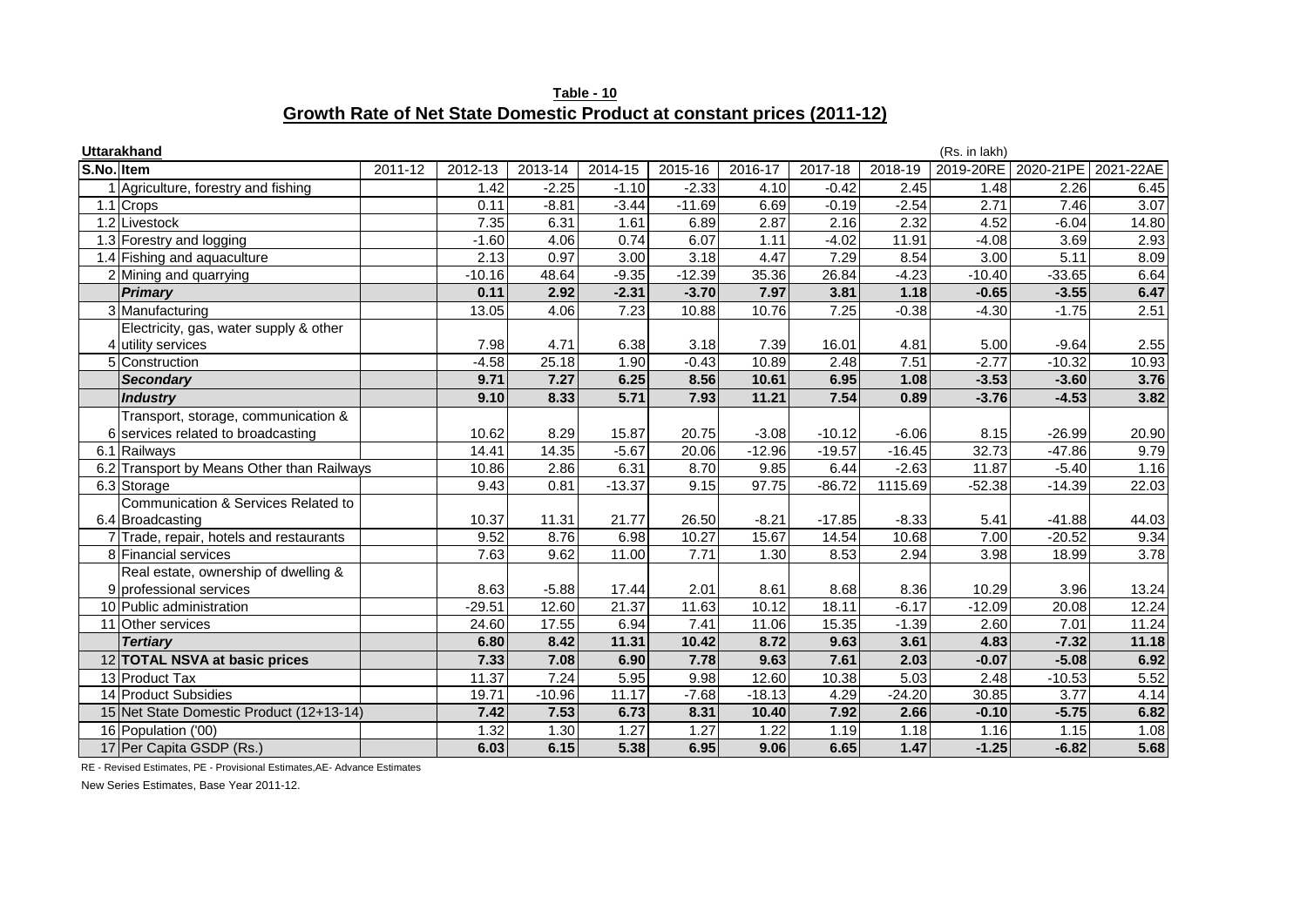**Table - 10**

**Growth Rate of Net State Domestic Product at constant prices (2011-12)**

**Uttarakhand** (Rs. in lakh)

| S.No. | Item | 2011-12 | 2012-13 | 2013-14 | 2014-15 | 2015-16 | 2016-17 | 2017-18 | 2018-19 | 2019-20RE | 2020-21PE | 2021-22AE |
|---|---|---|---|---|---|---|---|---|---|---|---|---|
| 1 | Agriculture, forestry and fishing | | 1.42 | -2.25 | -1.10 | -2.33 | 4.10 | -0.42 | 2.45 | 1.48 | 2.26 | 6.45 |
| 1.1 | Crops | | 0.11 | -8.81 | -3.44 | -11.69 | 6.69 | -0.19 | -2.54 | 2.71 | 7.46 | 3.07 |
| 1.2 | Livestock | | 7.35 | 6.31 | 1.61 | 6.89 | 2.87 | 2.16 | 2.32 | 4.52 | -6.04 | 14.80 |
| 1.3 | Forestry and logging | | -1.60 | 4.06 | 0.74 | 6.07 | 1.11 | -4.02 | 11.91 | -4.08 | 3.69 | 2.93 |
| 1.4 | Fishing and aquaculture | | 2.13 | 0.97 | 3.00 | 3.18 | 4.47 | 7.29 | 8.54 | 3.00 | 5.11 | 8.09 |
| 2 | Mining and quarrying | | -10.16 | 48.64 | -9.35 | -12.39 | 35.36 | 26.84 | -4.23 | -10.40 | -33.65 | 6.64 |
| | ***Primary*** | | **0.11** | **2.92** | **-2.31** | **-3.70** | **7.97** | **3.81** | **1.18** | **-0.65** | **-3.55** | **6.47** |
| 3 | Manufacturing | | 13.05 | 4.06 | 7.23 | 10.88 | 10.76 | 7.25 | -0.38 | -4.30 | -1.75 | 2.51 |
| 4 | Electricity, gas, water supply & other utility services | | 7.98 | 4.71 | 6.38 | 3.18 | 7.39 | 16.01 | 4.81 | 5.00 | -9.64 | 2.55 |
| 5 | Construction | | -4.58 | 25.18 | 1.90 | -0.43 | 10.89 | 2.48 | 7.51 | -2.77 | -10.32 | 10.93 |
| | ***Secondary*** | | **9.71** | **7.27** | **6.25** | **8.56** | **10.61** | **6.95** | **1.08** | **-3.53** | **-3.60** | **3.76** |
| | ***Industry*** | | **9.10** | **8.33** | **5.71** | **7.93** | **11.21** | **7.54** | **0.89** | **-3.76** | **-4.53** | **3.82** |
| 6 | Transport, storage, communication & services related to broadcasting | | 10.62 | 8.29 | 15.87 | 20.75 | -3.08 | -10.12 | -6.06 | 8.15 | -26.99 | 20.90 |
| 6.1 | Railways | | 14.41 | 14.35 | -5.67 | 20.06 | -12.96 | -19.57 | -16.45 | 32.73 | -47.86 | 9.79 |
| 6.2 | Transport by Means Other than Railways | | 10.86 | 2.86 | 6.31 | 8.70 | 9.85 | 6.44 | -2.63 | 11.87 | -5.40 | 1.16 |
| 6.3 | Storage | | 9.43 | 0.81 | -13.37 | 9.15 | 97.75 | -86.72 | 1115.69 | -52.38 | -14.39 | 22.03 |
| 6.4 | Communication & Services Related to Broadcasting | | 10.37 | 11.31 | 21.77 | 26.50 | -8.21 | -17.85 | -8.33 | 5.41 | -41.88 | 44.03 |
| 7 | Trade, repair, hotels and restaurants | | 9.52 | 8.76 | 6.98 | 10.27 | 15.67 | 14.54 | 10.68 | 7.00 | -20.52 | 9.34 |
| 8 | Financial services | | 7.63 | 9.62 | 11.00 | 7.71 | 1.30 | 8.53 | 2.94 | 3.98 | 18.99 | 3.78 |
| 9 | Real estate, ownership of dwelling & professional services | | 8.63 | -5.88 | 17.44 | 2.01 | 8.61 | 8.68 | 8.36 | 10.29 | 3.96 | 13.24 |
| 10 | Public administration | | -29.51 | 12.60 | 21.37 | 11.63 | 10.12 | 18.11 | -6.17 | -12.09 | 20.08 | 12.24 |
| 11 | Other services | | 24.60 | 17.55 | 6.94 | 7.41 | 11.06 | 15.35 | -1.39 | 2.60 | 7.01 | 11.24 |
| | ***Tertiary*** | | **6.80** | **8.42** | **11.31** | **10.42** | **8.72** | **9.63** | **3.61** | **4.83** | **-7.32** | **11.18** |
| 12 | **TOTAL NSVA at basic prices** | | **7.33** | **7.08** | **6.90** | **7.78** | **9.63** | **7.61** | **2.03** | **-0.07** | **-5.08** | **6.92** |
| 13 | Product Tax | | 11.37 | 7.24 | 5.95 | 9.98 | 12.60 | 10.38 | 5.03 | 2.48 | -10.53 | 5.52 |
| 14 | Product Subsidies | | 19.71 | -10.96 | 11.17 | -7.68 | -18.13 | 4.29 | -24.20 | 30.85 | 3.77 | 4.14 |
| 15 | Net State Domestic Product (12+13-14) | | **7.42** | **7.53** | **6.73** | **8.31** | **10.40** | **7.92** | **2.66** | **-0.10** | **-5.75** | **6.82** |
| 16 | Population ('00) | | 1.32 | 1.30 | 1.27 | 1.27 | 1.22 | 1.19 | 1.18 | 1.16 | 1.15 | 1.08 |
| 17 | Per Capita GSDP (Rs.) | | **6.03** | **6.15** | **5.38** | **6.95** | **9.06** | **6.65** | **1.47** | **-1.25** | **-6.82** | **5.68** |

RE - Revised Estimates, PE - Provisional Estimates,AE- Advance Estimates

New Series Estimates, Base Year 2011-12.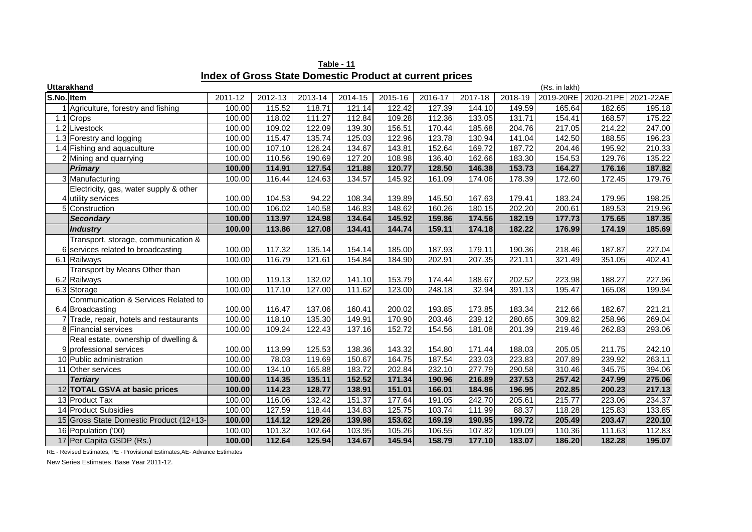**Table - 11**

**Index of Gross State Domestic Product at current prices**

**Uttarakhand** (Rs. in lakh)

| S.No. | Item | 2011-12 | 2012-13 | 2013-14 | 2014-15 | 2015-16 | 2016-17 | 2017-18 | 2018-19 | 2019-20RE | 2020-21PE | 2021-22AE |
|---|---|---|---|---|---|---|---|---|---|---|---|---|
| 1 | Agriculture, forestry and fishing | 100.00 | 115.52 | 118.71 | 121.14 | 122.42 | 127.39 | 144.10 | 149.59 | 165.64 | 182.65 | 195.18 |
| 1.1 | Crops | 100.00 | 118.02 | 111.27 | 112.84 | 109.28 | 112.36 | 133.05 | 131.71 | 154.41 | 168.57 | 175.22 |
| 1.2 | Livestock | 100.00 | 109.02 | 122.09 | 139.30 | 156.51 | 170.44 | 185.68 | 204.76 | 217.05 | 214.22 | 247.00 |
| 1.3 | Forestry and logging | 100.00 | 115.47 | 135.74 | 125.03 | 122.96 | 123.78 | 130.94 | 141.04 | 142.50 | 188.55 | 196.23 |
| 1.4 | Fishing and aquaculture | 100.00 | 107.10 | 126.24 | 134.67 | 143.81 | 152.64 | 169.72 | 187.72 | 204.46 | 195.92 | 210.33 |
| 2 | Mining and quarrying | 100.00 | 110.56 | 190.69 | 127.20 | 108.98 | 136.40 | 162.66 | 183.30 | 154.53 | 129.76 | 135.22 |
| | ***Primary*** | **100.00** | **114.91** | **127.54** | **121.88** | **120.77** | **128.50** | **146.38** | **153.73** | **164.27** | **176.16** | **187.82** |
| 3 | Manufacturing | 100.00 | 116.44 | 124.63 | 134.57 | 145.92 | 161.09 | 174.06 | 178.39 | 172.60 | 172.45 | 179.76 |
| 4 | Electricity, gas, water supply & other utility services | 100.00 | 104.53 | 94.22 | 108.34 | 139.89 | 145.50 | 167.63 | 179.41 | 183.24 | 179.95 | 198.25 |
| 5 | Construction | 100.00 | 106.02 | 140.58 | 146.83 | 148.62 | 160.26 | 180.15 | 202.20 | 200.61 | 189.53 | 219.96 |
| | ***Secondary*** | **100.00** | **113.97** | **124.98** | **134.64** | **145.92** | **159.86** | **174.56** | **182.19** | **177.73** | **175.65** | **187.35** |
| | ***Industry*** | **100.00** | **113.86** | **127.08** | **134.41** | **144.74** | **159.11** | **174.18** | **182.22** | **176.99** | **174.19** | **185.69** |
| 6 | Transport, storage, communication & services related to broadcasting | 100.00 | 117.32 | 135.14 | 154.14 | 185.00 | 187.93 | 179.11 | 190.36 | 218.46 | 187.87 | 227.04 |
| 6.1 | Railways | 100.00 | 116.79 | 121.61 | 154.84 | 184.90 | 202.91 | 207.35 | 221.11 | 321.49 | 351.05 | 402.41 |
| 6.2 | Transport by Means Other than Railways | 100.00 | 119.13 | 132.02 | 141.10 | 153.79 | 174.44 | 188.67 | 202.52 | 223.98 | 188.27 | 227.96 |
| 6.3 | Storage | 100.00 | 117.10 | 127.00 | 111.62 | 123.00 | 248.18 | 32.94 | 391.13 | 195.47 | 165.08 | 199.94 |
| 6.4 | Communication & Services Related to Broadcasting | 100.00 | 116.47 | 137.06 | 160.41 | 200.02 | 193.85 | 173.85 | 183.34 | 212.66 | 182.67 | 221.21 |
| 7 | Trade, repair, hotels and restaurants | 100.00 | 118.10 | 135.30 | 149.91 | 170.90 | 203.46 | 239.12 | 280.65 | 309.82 | 258.96 | 269.04 |
| 8 | Financial services | 100.00 | 109.24 | 122.43 | 137.16 | 152.72 | 154.56 | 181.08 | 201.39 | 219.46 | 262.83 | 293.06 |
| 9 | Real estate, ownership of dwelling & professional services | 100.00 | 113.99 | 125.53 | 138.36 | 143.32 | 154.80 | 171.44 | 188.03 | 205.05 | 211.75 | 242.10 |
| 10 | Public administration | 100.00 | 78.03 | 119.69 | 150.67 | 164.75 | 187.54 | 233.03 | 223.83 | 207.89 | 239.92 | 263.11 |
| 11 | Other services | 100.00 | 134.10 | 165.88 | 183.72 | 202.84 | 232.10 | 277.79 | 290.58 | 310.46 | 345.75 | 394.06 |
| | ***Tertiary*** | **100.00** | **114.35** | **135.11** | **152.52** | **171.34** | **190.96** | **216.89** | **237.53** | **257.42** | **247.99** | **275.06** |
| 12 | **TOTAL GSVA at basic prices** | **100.00** | **114.23** | **128.77** | **138.91** | **151.01** | **166.01** | **184.96** | **196.95** | **202.85** | **200.23** | **217.13** |
| 13 | Product Tax | 100.00 | 116.06 | 132.42 | 151.37 | 177.64 | 191.05 | 242.70 | 205.61 | 215.77 | 223.06 | 234.37 |
| 14 | Product Subsidies | 100.00 | 127.59 | 118.44 | 134.83 | 125.75 | 103.74 | 111.99 | 88.37 | 118.28 | 125.83 | 133.85 |
| 15 | Gross State Domestic Product (12+13- | **100.00** | **114.12** | **129.26** | **139.98** | **153.62** | **169.19** | **190.95** | **199.72** | **205.49** | **203.47** | **220.10** |
| 16 | Population ('00) | 100.00 | 101.32 | 102.64 | 103.95 | 105.26 | 106.55 | 107.82 | 109.09 | 110.36 | 111.63 | 112.83 |
| 17 | Per Capita GSDP (Rs.) | **100.00** | **112.64** | **125.94** | **134.67** | **145.94** | **158.79** | **177.10** | **183.07** | **186.20** | **182.28** | **195.07** |

RE - Revised Estimates, PE - Provisional Estimates,AE- Advance Estimates

New Series Estimates, Base Year 2011-12.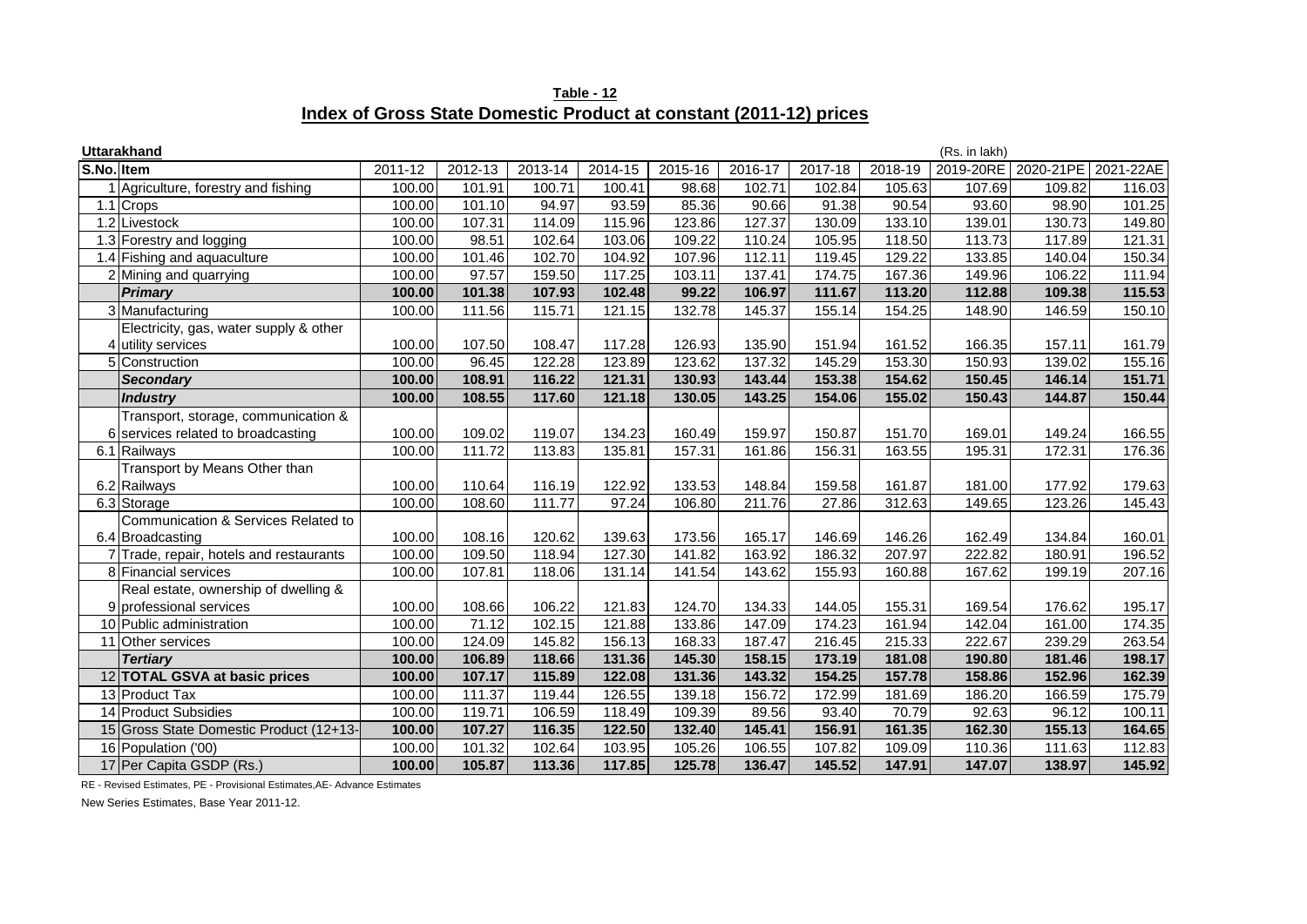**Table - 12**

**Index of Gross State Domestic Product at constant (2011-12) prices**

**Uttarakhand** (Rs. in lakh)

| S.No. | Item | 2011-12 | 2012-13 | 2013-14 | 2014-15 | 2015-16 | 2016-17 | 2017-18 | 2018-19 | 2019-20RE | 2020-21PE | 2021-22AE |
|---|---|---|---|---|---|---|---|---|---|---|---|---|
| 1 | Agriculture, forestry and fishing | 100.00 | 101.91 | 100.71 | 100.41 | 98.68 | 102.71 | 102.84 | 105.63 | 107.69 | 109.82 | 116.03 |
| 1.1 | Crops | 100.00 | 101.10 | 94.97 | 93.59 | 85.36 | 90.66 | 91.38 | 90.54 | 93.60 | 98.90 | 101.25 |
| 1.2 | Livestock | 100.00 | 107.31 | 114.09 | 115.96 | 123.86 | 127.37 | 130.09 | 133.10 | 139.01 | 130.73 | 149.80 |
| 1.3 | Forestry and logging | 100.00 | 98.51 | 102.64 | 103.06 | 109.22 | 110.24 | 105.95 | 118.50 | 113.73 | 117.89 | 121.31 |
| 1.4 | Fishing and aquaculture | 100.00 | 101.46 | 102.70 | 104.92 | 107.96 | 112.11 | 119.45 | 129.22 | 133.85 | 140.04 | 150.34 |
| 2 | Mining and quarrying | 100.00 | 97.57 | 159.50 | 117.25 | 103.11 | 137.41 | 174.75 | 167.36 | 149.96 | 106.22 | 111.94 |
| | ***Primary*** | **100.00** | **101.38** | **107.93** | **102.48** | **99.22** | **106.97** | **111.67** | **113.20** | **112.88** | **109.38** | **115.53** |
| 3 | Manufacturing | 100.00 | 111.56 | 115.71 | 121.15 | 132.78 | 145.37 | 155.14 | 154.25 | 148.90 | 146.59 | 150.10 |
| 4 | Electricity, gas, water supply & other utility services | 100.00 | 107.50 | 108.47 | 117.28 | 126.93 | 135.90 | 151.94 | 161.52 | 166.35 | 157.11 | 161.79 |
| 5 | Construction | 100.00 | 96.45 | 122.28 | 123.89 | 123.62 | 137.32 | 145.29 | 153.30 | 150.93 | 139.02 | 155.16 |
| | ***Secondary*** | **100.00** | **108.91** | **116.22** | **121.31** | **130.93** | **143.44** | **153.38** | **154.62** | **150.45** | **146.14** | **151.71** |
| | ***Industry*** | **100.00** | **108.55** | **117.60** | **121.18** | **130.05** | **143.25** | **154.06** | **155.02** | **150.43** | **144.87** | **150.44** |
| 6 | Transport, storage, communication & services related to broadcasting | 100.00 | 109.02 | 119.07 | 134.23 | 160.49 | 159.97 | 150.87 | 151.70 | 169.01 | 149.24 | 166.55 |
| 6.1 | Railways | 100.00 | 111.72 | 113.83 | 135.81 | 157.31 | 161.86 | 156.31 | 163.55 | 195.31 | 172.31 | 176.36 |
| 6.2 | Transport by Means Other than Railways | 100.00 | 110.64 | 116.19 | 122.92 | 133.53 | 148.84 | 159.58 | 161.87 | 181.00 | 177.92 | 179.63 |
| 6.3 | Storage | 100.00 | 108.60 | 111.77 | 97.24 | 106.80 | 211.76 | 27.86 | 312.63 | 149.65 | 123.26 | 145.43 |
| 6.4 | Communication & Services Related to Broadcasting | 100.00 | 108.16 | 120.62 | 139.63 | 173.56 | 165.17 | 146.69 | 146.26 | 162.49 | 134.84 | 160.01 |
| 7 | Trade, repair, hotels and restaurants | 100.00 | 109.50 | 118.94 | 127.30 | 141.82 | 163.92 | 186.32 | 207.97 | 222.82 | 180.91 | 196.52 |
| 8 | Financial services | 100.00 | 107.81 | 118.06 | 131.14 | 141.54 | 143.62 | 155.93 | 160.88 | 167.62 | 199.19 | 207.16 |
| 9 | Real estate, ownership of dwelling & professional services | 100.00 | 108.66 | 106.22 | 121.83 | 124.70 | 134.33 | 144.05 | 155.31 | 169.54 | 176.62 | 195.17 |
| 10 | Public administration | 100.00 | 71.12 | 102.15 | 121.88 | 133.86 | 147.09 | 174.23 | 161.94 | 142.04 | 161.00 | 174.35 |
| 11 | Other services | 100.00 | 124.09 | 145.82 | 156.13 | 168.33 | 187.47 | 216.45 | 215.33 | 222.67 | 239.29 | 263.54 |
| | ***Tertiary*** | **100.00** | **106.89** | **118.66** | **131.36** | **145.30** | **158.15** | **173.19** | **181.08** | **190.80** | **181.46** | **198.17** |
| 12 | **TOTAL GSVA at basic prices** | **100.00** | **107.17** | **115.89** | **122.08** | **131.36** | **143.32** | **154.25** | **157.78** | **158.86** | **152.96** | **162.39** |
| 13 | Product Tax | 100.00 | 111.37 | 119.44 | 126.55 | 139.18 | 156.72 | 172.99 | 181.69 | 186.20 | 166.59 | 175.79 |
| 14 | Product Subsidies | 100.00 | 119.71 | 106.59 | 118.49 | 109.39 | 89.56 | 93.40 | 70.79 | 92.63 | 96.12 | 100.11 |
| 15 | Gross State Domestic Product (12+13- | **100.00** | **107.27** | **116.35** | **122.50** | **132.40** | **145.41** | **156.91** | **161.35** | **162.30** | **155.13** | **164.65** |
| 16 | Population ('00) | 100.00 | 101.32 | 102.64 | 103.95 | 105.26 | 106.55 | 107.82 | 109.09 | 110.36 | 111.63 | 112.83 |
| 17 | Per Capita GSDP (Rs.) | **100.00** | **105.87** | **113.36** | **117.85** | **125.78** | **136.47** | **145.52** | **147.91** | **147.07** | **138.97** | **145.92** |

RE - Revised Estimates, PE - Provisional Estimates,AE- Advance Estimates

New Series Estimates, Base Year 2011-12.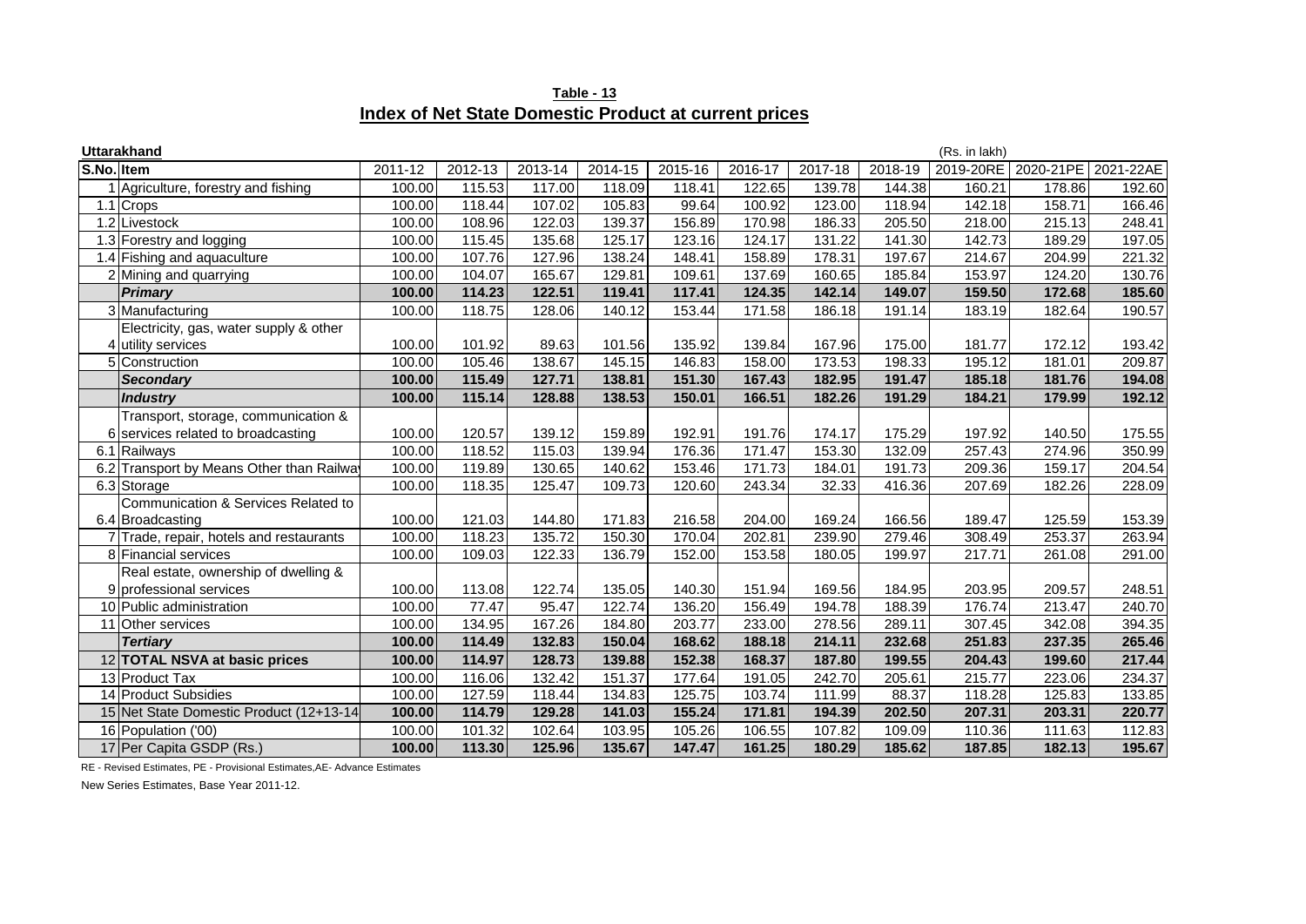**Table - 13**

## Index of Net State Domestic Product at current prices

**Uttarakhand** (Rs. in lakh)

| S.No. | Item | 2011-12 | 2012-13 | 2013-14 | 2014-15 | 2015-16 | 2016-17 | 2017-18 | 2018-19 | 2019-20RE | 2020-21PE | 2021-22AE |
|---|---|---|---|---|---|---|---|---|---|---|---|---|
| 1 | Agriculture, forestry and fishing | 100.00 | 115.53 | 117.00 | 118.09 | 118.41 | 122.65 | 139.78 | 144.38 | 160.21 | 178.86 | 192.60 |
| 1.1 | Crops | 100.00 | 118.44 | 107.02 | 105.83 | 99.64 | 100.92 | 123.00 | 118.94 | 142.18 | 158.71 | 166.46 |
| 1.2 | Livestock | 100.00 | 108.96 | 122.03 | 139.37 | 156.89 | 170.98 | 186.33 | 205.50 | 218.00 | 215.13 | 248.41 |
| 1.3 | Forestry and logging | 100.00 | 115.45 | 135.68 | 125.17 | 123.16 | 124.17 | 131.22 | 141.30 | 142.73 | 189.29 | 197.05 |
| 1.4 | Fishing and aquaculture | 100.00 | 107.76 | 127.96 | 138.24 | 148.41 | 158.89 | 178.31 | 197.67 | 214.67 | 204.99 | 221.32 |
| 2 | Mining and quarrying | 100.00 | 104.07 | 165.67 | 129.81 | 109.61 | 137.69 | 160.65 | 185.84 | 153.97 | 124.20 | 130.76 |
| | ***Primary*** | **100.00** | **114.23** | **122.51** | **119.41** | **117.41** | **124.35** | **142.14** | **149.07** | **159.50** | **172.68** | **185.60** |
| 3 | Manufacturing | 100.00 | 118.75 | 128.06 | 140.12 | 153.44 | 171.58 | 186.18 | 191.14 | 183.19 | 182.64 | 190.57 |
| 4 | Electricity, gas, water supply & other utility services | 100.00 | 101.92 | 89.63 | 101.56 | 135.92 | 139.84 | 167.96 | 175.00 | 181.77 | 172.12 | 193.42 |
| 5 | Construction | 100.00 | 105.46 | 138.67 | 145.15 | 146.83 | 158.00 | 173.53 | 198.33 | 195.12 | 181.01 | 209.87 |
| | ***Secondary*** | **100.00** | **115.49** | **127.71** | **138.81** | **151.30** | **167.43** | **182.95** | **191.47** | **185.18** | **181.76** | **194.08** |
| | ***Industry*** | **100.00** | **115.14** | **128.88** | **138.53** | **150.01** | **166.51** | **182.26** | **191.29** | **184.21** | **179.99** | **192.12** |
| 6 | Transport, storage, communication & services related to broadcasting | 100.00 | 120.57 | 139.12 | 159.89 | 192.91 | 191.76 | 174.17 | 175.29 | 197.92 | 140.50 | 175.55 |
| 6.1 | Railways | 100.00 | 118.52 | 115.03 | 139.94 | 176.36 | 171.47 | 153.30 | 132.09 | 257.43 | 274.96 | 350.99 |
| 6.2 | Transport by Means Other than Railway | 100.00 | 119.89 | 130.65 | 140.62 | 153.46 | 171.73 | 184.01 | 191.73 | 209.36 | 159.17 | 204.54 |
| 6.3 | Storage | 100.00 | 118.35 | 125.47 | 109.73 | 120.60 | 243.34 | 32.33 | 416.36 | 207.69 | 182.26 | 228.09 |
| 6.4 | Communication & Services Related to Broadcasting | 100.00 | 121.03 | 144.80 | 171.83 | 216.58 | 204.00 | 169.24 | 166.56 | 189.47 | 125.59 | 153.39 |
| 7 | Trade, repair, hotels and restaurants | 100.00 | 118.23 | 135.72 | 150.30 | 170.04 | 202.81 | 239.90 | 279.46 | 308.49 | 253.37 | 263.94 |
| 8 | Financial services | 100.00 | 109.03 | 122.33 | 136.79 | 152.00 | 153.58 | 180.05 | 199.97 | 217.71 | 261.08 | 291.00 |
| 9 | Real estate, ownership of dwelling & professional services | 100.00 | 113.08 | 122.74 | 135.05 | 140.30 | 151.94 | 169.56 | 184.95 | 203.95 | 209.57 | 248.51 |
| 10 | Public administration | 100.00 | 77.47 | 95.47 | 122.74 | 136.20 | 156.49 | 194.78 | 188.39 | 176.74 | 213.47 | 240.70 |
| 11 | Other services | 100.00 | 134.95 | 167.26 | 184.80 | 203.77 | 233.00 | 278.56 | 289.11 | 307.45 | 342.08 | 394.35 |
| | ***Tertiary*** | **100.00** | **114.49** | **132.83** | **150.04** | **168.62** | **188.18** | **214.11** | **232.68** | **251.83** | **237.35** | **265.46** |
| 12 | **TOTAL NSVA at basic prices** | **100.00** | **114.97** | **128.73** | **139.88** | **152.38** | **168.37** | **187.80** | **199.55** | **204.43** | **199.60** | **217.44** |
| 13 | Product Tax | 100.00 | 116.06 | 132.42 | 151.37 | 177.64 | 191.05 | 242.70 | 205.61 | 215.77 | 223.06 | 234.37 |
| 14 | Product Subsidies | 100.00 | 127.59 | 118.44 | 134.83 | 125.75 | 103.74 | 111.99 | 88.37 | 118.28 | 125.83 | 133.85 |
| 15 | Net State Domestic Product (12+13-14) | **100.00** | **114.79** | **129.28** | **141.03** | **155.24** | **171.81** | **194.39** | **202.50** | **207.31** | **203.31** | **220.77** |
| 16 | Population ('00) | 100.00 | 101.32 | 102.64 | 103.95 | 105.26 | 106.55 | 107.82 | 109.09 | 110.36 | 111.63 | 112.83 |
| 17 | Per Capita GSDP (Rs.) | **100.00** | **113.30** | **125.96** | **135.67** | **147.47** | **161.25** | **180.29** | **185.62** | **187.85** | **182.13** | **195.67** |

RE - Revised Estimates, PE - Provisional Estimates,AE- Advance Estimates

New Series Estimates, Base Year 2011-12.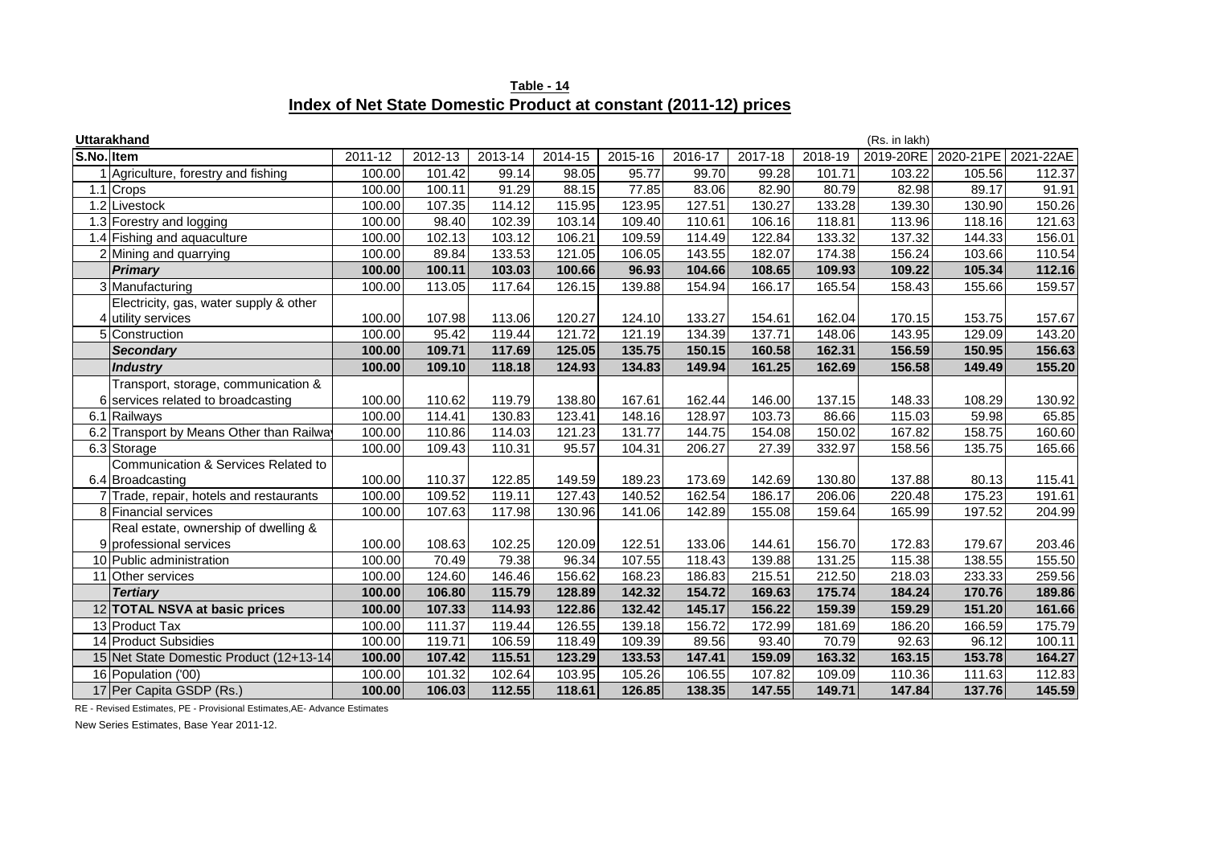**Table - 14**

## Index of Net State Domestic Product at constant (2011-12) prices

**Uttarakhand** (Rs. in lakh)

| S.No. | Item | 2011-12 | 2012-13 | 2013-14 | 2014-15 | 2015-16 | 2016-17 | 2017-18 | 2018-19 | 2019-20RE | 2020-21PE | 2021-22AE |
|---|---|---|---|---|---|---|---|---|---|---|---|---|
| 1 | Agriculture, forestry and fishing | 100.00 | 101.42 | 99.14 | 98.05 | 95.77 | 99.70 | 99.28 | 101.71 | 103.22 | 105.56 | 112.37 |
| 1.1 | Crops | 100.00 | 100.11 | 91.29 | 88.15 | 77.85 | 83.06 | 82.90 | 80.79 | 82.98 | 89.17 | 91.91 |
| 1.2 | Livestock | 100.00 | 107.35 | 114.12 | 115.95 | 123.95 | 127.51 | 130.27 | 133.28 | 139.30 | 130.90 | 150.26 |
| 1.3 | Forestry and logging | 100.00 | 98.40 | 102.39 | 103.14 | 109.40 | 110.61 | 106.16 | 118.81 | 113.96 | 118.16 | 121.63 |
| 1.4 | Fishing and aquaculture | 100.00 | 102.13 | 103.12 | 106.21 | 109.59 | 114.49 | 122.84 | 133.32 | 137.32 | 144.33 | 156.01 |
| 2 | Mining and quarrying | 100.00 | 89.84 | 133.53 | 121.05 | 106.05 | 143.55 | 182.07 | 174.38 | 156.24 | 103.66 | 110.54 |
| | ***Primary*** | **100.00** | **100.11** | **103.03** | **100.66** | **96.93** | **104.66** | **108.65** | **109.93** | **109.22** | **105.34** | **112.16** |
| 3 | Manufacturing | 100.00 | 113.05 | 117.64 | 126.15 | 139.88 | 154.94 | 166.17 | 165.54 | 158.43 | 155.66 | 159.57 |
| 4 | Electricity, gas, water supply & other utility services | 100.00 | 107.98 | 113.06 | 120.27 | 124.10 | 133.27 | 154.61 | 162.04 | 170.15 | 153.75 | 157.67 |
| 5 | Construction | 100.00 | 95.42 | 119.44 | 121.72 | 121.19 | 134.39 | 137.71 | 148.06 | 143.95 | 129.09 | 143.20 |
| | ***Secondary*** | **100.00** | **109.71** | **117.69** | **125.05** | **135.75** | **150.15** | **160.58** | **162.31** | **156.59** | **150.95** | **156.63** |
| | ***Industry*** | **100.00** | **109.10** | **118.18** | **124.93** | **134.83** | **149.94** | **161.25** | **162.69** | **156.58** | **149.49** | **155.20** |
| 6 | Transport, storage, communication & services related to broadcasting | 100.00 | 110.62 | 119.79 | 138.80 | 167.61 | 162.44 | 146.00 | 137.15 | 148.33 | 108.29 | 130.92 |
| 6.1 | Railways | 100.00 | 114.41 | 130.83 | 123.41 | 148.16 | 128.97 | 103.73 | 86.66 | 115.03 | 59.98 | 65.85 |
| 6.2 | Transport by Means Other than Railway | 100.00 | 110.86 | 114.03 | 121.23 | 131.77 | 144.75 | 154.08 | 150.02 | 167.82 | 158.75 | 160.60 |
| 6.3 | Storage | 100.00 | 109.43 | 110.31 | 95.57 | 104.31 | 206.27 | 27.39 | 332.97 | 158.56 | 135.75 | 165.66 |
| 6.4 | Communication & Services Related to Broadcasting | 100.00 | 110.37 | 122.85 | 149.59 | 189.23 | 173.69 | 142.69 | 130.80 | 137.88 | 80.13 | 115.41 |
| 7 | Trade, repair, hotels and restaurants | 100.00 | 109.52 | 119.11 | 127.43 | 140.52 | 162.54 | 186.17 | 206.06 | 220.48 | 175.23 | 191.61 |
| 8 | Financial services | 100.00 | 107.63 | 117.98 | 130.96 | 141.06 | 142.89 | 155.08 | 159.64 | 165.99 | 197.52 | 204.99 |
| 9 | Real estate, ownership of dwelling & professional services | 100.00 | 108.63 | 102.25 | 120.09 | 122.51 | 133.06 | 144.61 | 156.70 | 172.83 | 179.67 | 203.46 |
| 10 | Public administration | 100.00 | 70.49 | 79.38 | 96.34 | 107.55 | 118.43 | 139.88 | 131.25 | 115.38 | 138.55 | 155.50 |
| 11 | Other services | 100.00 | 124.60 | 146.46 | 156.62 | 168.23 | 186.83 | 215.51 | 212.50 | 218.03 | 233.33 | 259.56 |
| | ***Tertiary*** | **100.00** | **106.80** | **115.79** | **128.89** | **142.32** | **154.72** | **169.63** | **175.74** | **184.24** | **170.76** | **189.86** |
| 12 | **TOTAL NSVA at basic prices** | **100.00** | **107.33** | **114.93** | **122.86** | **132.42** | **145.17** | **156.22** | **159.39** | **159.29** | **151.20** | **161.66** |
| 13 | Product Tax | 100.00 | 111.37 | 119.44 | 126.55 | 139.18 | 156.72 | 172.99 | 181.69 | 186.20 | 166.59 | 175.79 |
| 14 | Product Subsidies | 100.00 | 119.71 | 106.59 | 118.49 | 109.39 | 89.56 | 93.40 | 70.79 | 92.63 | 96.12 | 100.11 |
| 15 | Net State Domestic Product (12+13-14) | **100.00** | **107.42** | **115.51** | **123.29** | **133.53** | **147.41** | **159.09** | **163.32** | **163.15** | **153.78** | **164.27** |
| 16 | Population ('00) | 100.00 | 101.32 | 102.64 | 103.95 | 105.26 | 106.55 | 107.82 | 109.09 | 110.36 | 111.63 | 112.83 |
| 17 | Per Capita GSDP (Rs.) | **100.00** | **106.03** | **112.55** | **118.61** | **126.85** | **138.35** | **147.55** | **149.71** | **147.84** | **137.76** | **145.59** |

RE - Revised Estimates, PE - Provisional Estimates,AE- Advance Estimates

New Series Estimates, Base Year 2011-12.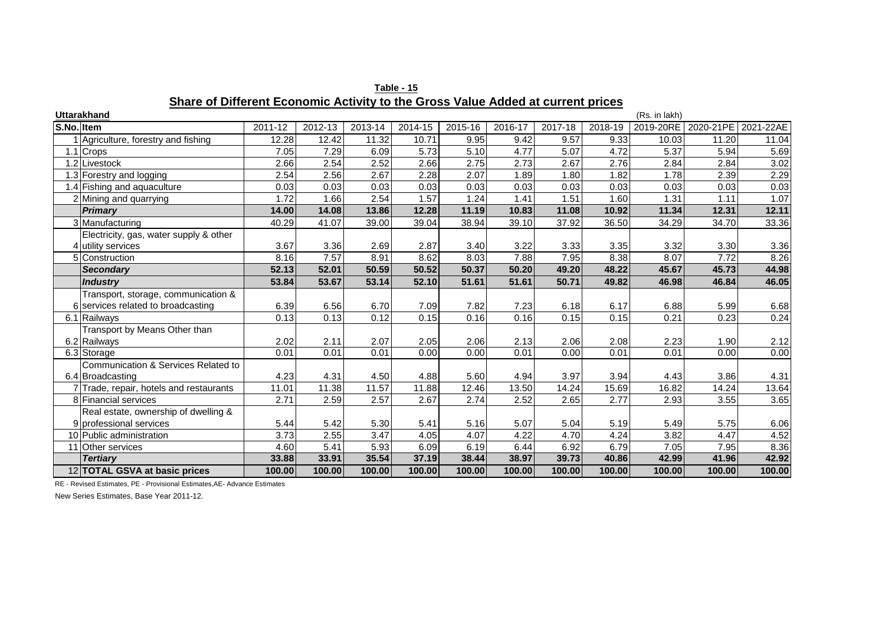**Table - 15**

**Share of Different Economic Activity to the Gross Value Added at current prices**

**Uttarakhand** (Rs. in lakh)

| S.No. | Item | 2011-12 | 2012-13 | 2013-14 | 2014-15 | 2015-16 | 2016-17 | 2017-18 | 2018-19 | 2019-20RE | 2020-21PE | 2021-22AE |
|---|---|---|---|---|---|---|---|---|---|---|---|---|
| 1 | Agriculture, forestry and fishing | 12.28 | 12.42 | 11.32 | 10.71 | 9.95 | 9.42 | 9.57 | 9.33 | 10.03 | 11.20 | 11.04 |
| 1.1 | Crops | 7.05 | 7.29 | 6.09 | 5.73 | 5.10 | 4.77 | 5.07 | 4.72 | 5.37 | 5.94 | 5.69 |
| 1.2 | Livestock | 2.66 | 2.54 | 2.52 | 2.66 | 2.75 | 2.73 | 2.67 | 2.76 | 2.84 | 2.84 | 3.02 |
| 1.3 | Forestry and logging | 2.54 | 2.56 | 2.67 | 2.28 | 2.07 | 1.89 | 1.80 | 1.82 | 1.78 | 2.39 | 2.29 |
| 1.4 | Fishing and aquaculture | 0.03 | 0.03 | 0.03 | 0.03 | 0.03 | 0.03 | 0.03 | 0.03 | 0.03 | 0.03 | 0.03 |
| 2 | Mining and quarrying | 1.72 | 1.66 | 2.54 | 1.57 | 1.24 | 1.41 | 1.51 | 1.60 | 1.31 | 1.11 | 1.07 |
| | ***Primary*** | **14.00** | **14.08** | **13.86** | **12.28** | **11.19** | **10.83** | **11.08** | **10.92** | **11.34** | **12.31** | **12.11** |
| 3 | Manufacturing | 40.29 | 41.07 | 39.00 | 39.04 | 38.94 | 39.10 | 37.92 | 36.50 | 34.29 | 34.70 | 33.36 |
| 4 | Electricity, gas, water supply & other utility services | 3.67 | 3.36 | 2.69 | 2.87 | 3.40 | 3.22 | 3.33 | 3.35 | 3.32 | 3.30 | 3.36 |
| 5 | Construction | 8.16 | 7.57 | 8.91 | 8.62 | 8.03 | 7.88 | 7.95 | 8.38 | 8.07 | 7.72 | 8.26 |
| | ***Secondary*** | **52.13** | **52.01** | **50.59** | **50.52** | **50.37** | **50.20** | **49.20** | **48.22** | **45.67** | **45.73** | **44.98** |
| | ***Industry*** | **53.84** | **53.67** | **53.14** | **52.10** | **51.61** | **51.61** | **50.71** | **49.82** | **46.98** | **46.84** | **46.05** |
| 6 | Transport, storage, communication & services related to broadcasting | 6.39 | 6.56 | 6.70 | 7.09 | 7.82 | 7.23 | 6.18 | 6.17 | 6.88 | 5.99 | 6.68 |
| 6.1 | Railways | 0.13 | 0.13 | 0.12 | 0.15 | 0.16 | 0.16 | 0.15 | 0.15 | 0.21 | 0.23 | 0.24 |
| 6.2 | Transport by Means Other than Railways | 2.02 | 2.11 | 2.07 | 2.05 | 2.06 | 2.13 | 2.06 | 2.08 | 2.23 | 1.90 | 2.12 |
| 6.3 | Storage | 0.01 | 0.01 | 0.01 | 0.00 | 0.00 | 0.01 | 0.00 | 0.01 | 0.01 | 0.00 | 0.00 |
| 6.4 | Communication & Services Related to Broadcasting | 4.23 | 4.31 | 4.50 | 4.88 | 5.60 | 4.94 | 3.97 | 3.94 | 4.43 | 3.86 | 4.31 |
| 7 | Trade, repair, hotels and restaurants | 11.01 | 11.38 | 11.57 | 11.88 | 12.46 | 13.50 | 14.24 | 15.69 | 16.82 | 14.24 | 13.64 |
| 8 | Financial services | 2.71 | 2.59 | 2.57 | 2.67 | 2.74 | 2.52 | 2.65 | 2.77 | 2.93 | 3.55 | 3.65 |
| 9 | Real estate, ownership of dwelling & professional services | 5.44 | 5.42 | 5.30 | 5.41 | 5.16 | 5.07 | 5.04 | 5.19 | 5.49 | 5.75 | 6.06 |
| 10 | Public administration | 3.73 | 2.55 | 3.47 | 4.05 | 4.07 | 4.22 | 4.70 | 4.24 | 3.82 | 4.47 | 4.52 |
| 11 | Other services | 4.60 | 5.41 | 5.93 | 6.09 | 6.19 | 6.44 | 6.92 | 6.79 | 7.05 | 7.95 | 8.36 |
| | ***Tertiary*** | **33.88** | **33.91** | **35.54** | **37.19** | **38.44** | **38.97** | **39.73** | **40.86** | **42.99** | **41.96** | **42.92** |
| 12 | **TOTAL GSVA at basic prices** | **100.00** | **100.00** | **100.00** | **100.00** | **100.00** | **100.00** | **100.00** | **100.00** | **100.00** | **100.00** | **100.00** |

RE - Revised Estimates, PE - Provisional Estimates,AE- Advance Estimates

New Series Estimates, Base Year 2011-12.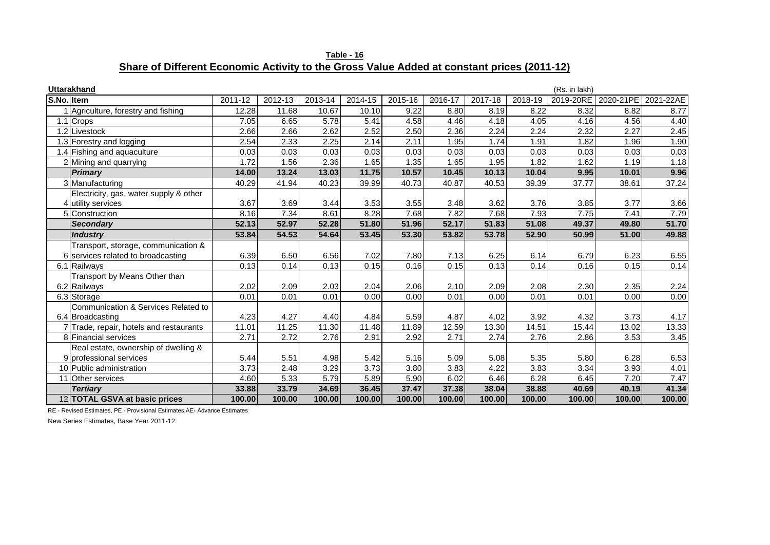**Table - 16**

**Share of Different Economic Activity to the Gross Value Added at constant prices (2011-12)**

**Uttarakhand** (Rs. in lakh)

| S.No. | Item | 2011-12 | 2012-13 | 2013-14 | 2014-15 | 2015-16 | 2016-17 | 2017-18 | 2018-19 | 2019-20RE | 2020-21PE | 2021-22AE |
|---|---|---|---|---|---|---|---|---|---|---|---|---|
| 1 | Agriculture, forestry and fishing | 12.28 | 11.68 | 10.67 | 10.10 | 9.22 | 8.80 | 8.19 | 8.22 | 8.32 | 8.82 | 8.77 |
| 1.1 | Crops | 7.05 | 6.65 | 5.78 | 5.41 | 4.58 | 4.46 | 4.18 | 4.05 | 4.16 | 4.56 | 4.40 |
| 1.2 | Livestock | 2.66 | 2.66 | 2.62 | 2.52 | 2.50 | 2.36 | 2.24 | 2.24 | 2.32 | 2.27 | 2.45 |
| 1.3 | Forestry and logging | 2.54 | 2.33 | 2.25 | 2.14 | 2.11 | 1.95 | 1.74 | 1.91 | 1.82 | 1.96 | 1.90 |
| 1.4 | Fishing and aquaculture | 0.03 | 0.03 | 0.03 | 0.03 | 0.03 | 0.03 | 0.03 | 0.03 | 0.03 | 0.03 | 0.03 |
| 2 | Mining and quarrying | 1.72 | 1.56 | 2.36 | 1.65 | 1.35 | 1.65 | 1.95 | 1.82 | 1.62 | 1.19 | 1.18 |
| | ***Primary*** | **14.00** | **13.24** | **13.03** | **11.75** | **10.57** | **10.45** | **10.13** | **10.04** | **9.95** | **10.01** | **9.96** |
| 3 | Manufacturing | 40.29 | 41.94 | 40.23 | 39.99 | 40.73 | 40.87 | 40.53 | 39.39 | 37.77 | 38.61 | 37.24 |
| 4 | Electricity, gas, water supply & other utility services | 3.67 | 3.69 | 3.44 | 3.53 | 3.55 | 3.48 | 3.62 | 3.76 | 3.85 | 3.77 | 3.66 |
| 5 | Construction | 8.16 | 7.34 | 8.61 | 8.28 | 7.68 | 7.82 | 7.68 | 7.93 | 7.75 | 7.41 | 7.79 |
| | ***Secondary*** | **52.13** | **52.97** | **52.28** | **51.80** | **51.96** | **52.17** | **51.83** | **51.08** | **49.37** | **49.80** | **51.70** |
| | ***Industry*** | **53.84** | **54.53** | **54.64** | **53.45** | **53.30** | **53.82** | **53.78** | **52.90** | **50.99** | **51.00** | **49.88** |
| 6 | Transport, storage, communication & services related to broadcasting | 6.39 | 6.50 | 6.56 | 7.02 | 7.80 | 7.13 | 6.25 | 6.14 | 6.79 | 6.23 | 6.55 |
| 6.1 | Railways | 0.13 | 0.14 | 0.13 | 0.15 | 0.16 | 0.15 | 0.13 | 0.14 | 0.16 | 0.15 | 0.14 |
| 6.2 | Transport by Means Other than Railways | 2.02 | 2.09 | 2.03 | 2.04 | 2.06 | 2.10 | 2.09 | 2.08 | 2.30 | 2.35 | 2.24 |
| 6.3 | Storage | 0.01 | 0.01 | 0.01 | 0.00 | 0.00 | 0.01 | 0.00 | 0.01 | 0.01 | 0.00 | 0.00 |
| 6.4 | Communication & Services Related to Broadcasting | 4.23 | 4.27 | 4.40 | 4.84 | 5.59 | 4.87 | 4.02 | 3.92 | 4.32 | 3.73 | 4.17 |
| 7 | Trade, repair, hotels and restaurants | 11.01 | 11.25 | 11.30 | 11.48 | 11.89 | 12.59 | 13.30 | 14.51 | 15.44 | 13.02 | 13.33 |
| 8 | Financial services | 2.71 | 2.72 | 2.76 | 2.91 | 2.92 | 2.71 | 2.74 | 2.76 | 2.86 | 3.53 | 3.45 |
| 9 | Real estate, ownership of dwelling & professional services | 5.44 | 5.51 | 4.98 | 5.42 | 5.16 | 5.09 | 5.08 | 5.35 | 5.80 | 6.28 | 6.53 |
| 10 | Public administration | 3.73 | 2.48 | 3.29 | 3.73 | 3.80 | 3.83 | 4.22 | 3.83 | 3.34 | 3.93 | 4.01 |
| 11 | Other services | 4.60 | 5.33 | 5.79 | 5.89 | 5.90 | 6.02 | 6.46 | 6.28 | 6.45 | 7.20 | 7.47 |
| | ***Tertiary*** | **33.88** | **33.79** | **34.69** | **36.45** | **37.47** | **37.38** | **38.04** | **38.88** | **40.69** | **40.19** | **41.34** |
| 12 | **TOTAL GSVA at basic prices** | **100.00** | **100.00** | **100.00** | **100.00** | **100.00** | **100.00** | **100.00** | **100.00** | **100.00** | **100.00** | **100.00** |

RE - Revised Estimates, PE - Provisional Estimates,AE- Advance Estimates

New Series Estimates, Base Year 2011-12.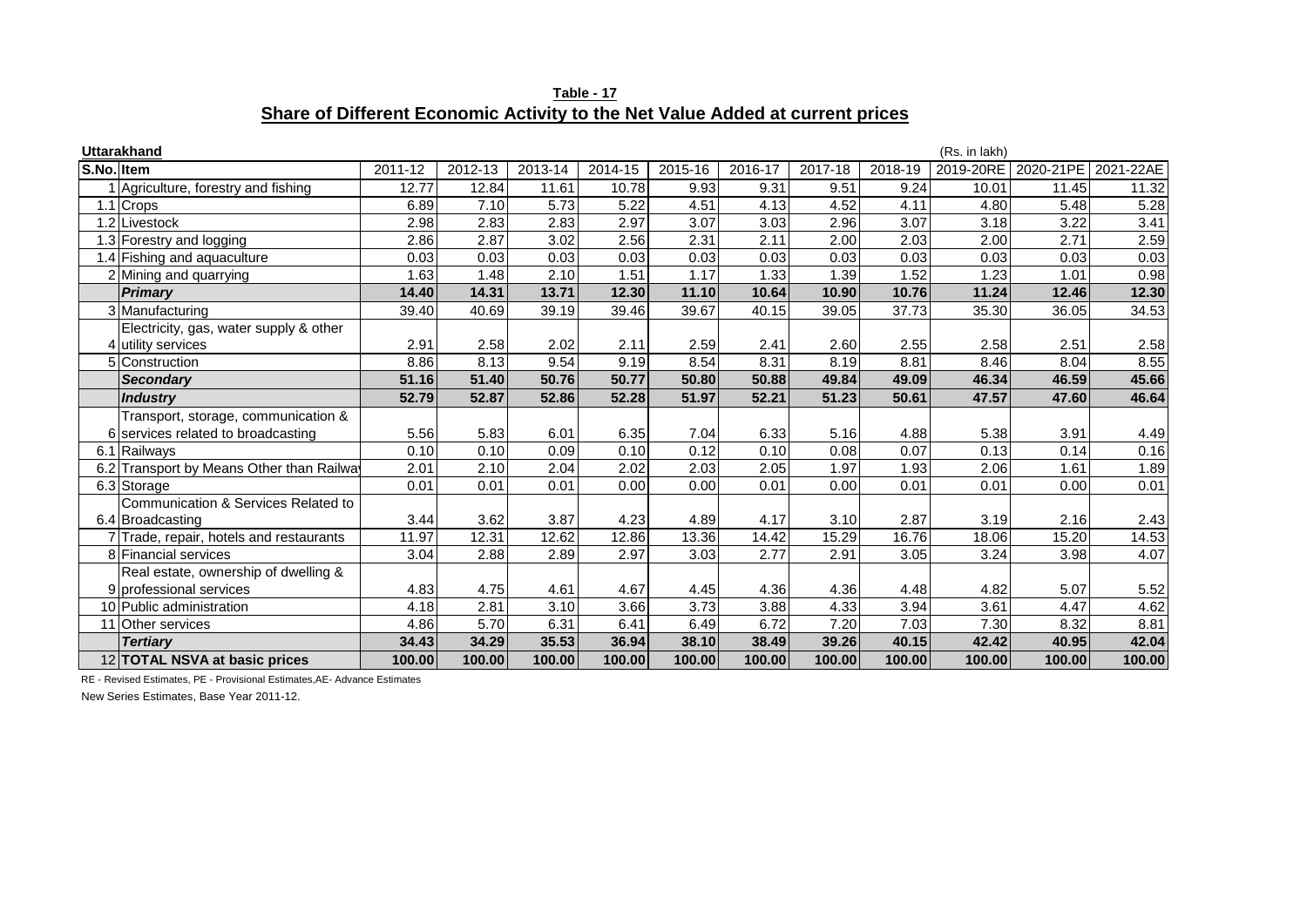**Table - 17**

## Share of Different Economic Activity to the Net Value Added at current prices

**Uttarakhand** (Rs. in lakh)

| S.No. | Item | 2011-12 | 2012-13 | 2013-14 | 2014-15 | 2015-16 | 2016-17 | 2017-18 | 2018-19 | 2019-20RE | 2020-21PE | 2021-22AE |
|---|---|---|---|---|---|---|---|---|---|---|---|---|
| 1 | Agriculture, forestry and fishing | 12.77 | 12.84 | 11.61 | 10.78 | 9.93 | 9.31 | 9.51 | 9.24 | 10.01 | 11.45 | 11.32 |
| 1.1 | Crops | 6.89 | 7.10 | 5.73 | 5.22 | 4.51 | 4.13 | 4.52 | 4.11 | 4.80 | 5.48 | 5.28 |
| 1.2 | Livestock | 2.98 | 2.83 | 2.83 | 2.97 | 3.07 | 3.03 | 2.96 | 3.07 | 3.18 | 3.22 | 3.41 |
| 1.3 | Forestry and logging | 2.86 | 2.87 | 3.02 | 2.56 | 2.31 | 2.11 | 2.00 | 2.03 | 2.00 | 2.71 | 2.59 |
| 1.4 | Fishing and aquaculture | 0.03 | 0.03 | 0.03 | 0.03 | 0.03 | 0.03 | 0.03 | 0.03 | 0.03 | 0.03 | 0.03 |
| 2 | Mining and quarrying | 1.63 | 1.48 | 2.10 | 1.51 | 1.17 | 1.33 | 1.39 | 1.52 | 1.23 | 1.01 | 0.98 |
| | ***Primary*** | **14.40** | **14.31** | **13.71** | **12.30** | **11.10** | **10.64** | **10.90** | **10.76** | **11.24** | **12.46** | **12.30** |
| 3 | Manufacturing | 39.40 | 40.69 | 39.19 | 39.46 | 39.67 | 40.15 | 39.05 | 37.73 | 35.30 | 36.05 | 34.53 |
| 4 | Electricity, gas, water supply & other utility services | 2.91 | 2.58 | 2.02 | 2.11 | 2.59 | 2.41 | 2.60 | 2.55 | 2.58 | 2.51 | 2.58 |
| 5 | Construction | 8.86 | 8.13 | 9.54 | 9.19 | 8.54 | 8.31 | 8.19 | 8.81 | 8.46 | 8.04 | 8.55 |
| | ***Secondary*** | **51.16** | **51.40** | **50.76** | **50.77** | **50.80** | **50.88** | **49.84** | **49.09** | **46.34** | **46.59** | **45.66** |
| | ***Industry*** | **52.79** | **52.87** | **52.86** | **52.28** | **51.97** | **52.21** | **51.23** | **50.61** | **47.57** | **47.60** | **46.64** |
| 6 | Transport, storage, communication & services related to broadcasting | 5.56 | 5.83 | 6.01 | 6.35 | 7.04 | 6.33 | 5.16 | 4.88 | 5.38 | 3.91 | 4.49 |
| 6.1 | Railways | 0.10 | 0.10 | 0.09 | 0.10 | 0.12 | 0.10 | 0.08 | 0.07 | 0.13 | 0.14 | 0.16 |
| 6.2 | Transport by Means Other than Railway | 2.01 | 2.10 | 2.04 | 2.02 | 2.03 | 2.05 | 1.97 | 1.93 | 2.06 | 1.61 | 1.89 |
| 6.3 | Storage | 0.01 | 0.01 | 0.01 | 0.00 | 0.00 | 0.01 | 0.00 | 0.01 | 0.01 | 0.00 | 0.01 |
| 6.4 | Communication & Services Related to Broadcasting | 3.44 | 3.62 | 3.87 | 4.23 | 4.89 | 4.17 | 3.10 | 2.87 | 3.19 | 2.16 | 2.43 |
| 7 | Trade, repair, hotels and restaurants | 11.97 | 12.31 | 12.62 | 12.86 | 13.36 | 14.42 | 15.29 | 16.76 | 18.06 | 15.20 | 14.53 |
| 8 | Financial services | 3.04 | 2.88 | 2.89 | 2.97 | 3.03 | 2.77 | 2.91 | 3.05 | 3.24 | 3.98 | 4.07 |
| 9 | Real estate, ownership of dwelling & professional services | 4.83 | 4.75 | 4.61 | 4.67 | 4.45 | 4.36 | 4.36 | 4.48 | 4.82 | 5.07 | 5.52 |
| 10 | Public administration | 4.18 | 2.81 | 3.10 | 3.66 | 3.73 | 3.88 | 4.33 | 3.94 | 3.61 | 4.47 | 4.62 |
| 11 | Other services | 4.86 | 5.70 | 6.31 | 6.41 | 6.49 | 6.72 | 7.20 | 7.03 | 7.30 | 8.32 | 8.81 |
| | ***Tertiary*** | **34.43** | **34.29** | **35.53** | **36.94** | **38.10** | **38.49** | **39.26** | **40.15** | **42.42** | **40.95** | **42.04** |
| 12 | **TOTAL NSVA at basic prices** | **100.00** | **100.00** | **100.00** | **100.00** | **100.00** | **100.00** | **100.00** | **100.00** | **100.00** | **100.00** | **100.00** |

RE - Revised Estimates, PE - Provisional Estimates,AE- Advance Estimates

New Series Estimates, Base Year 2011-12.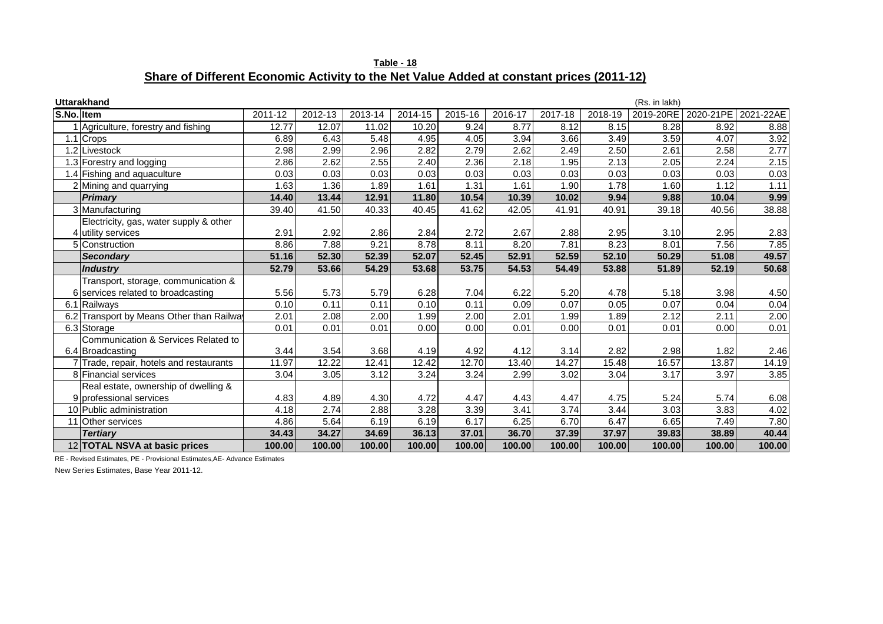**Table - 18**

**Share of Different Economic Activity to the Net Value Added at constant prices (2011-12)**

**Uttarakhand** (Rs. in lakh)

| S.No. | Item | 2011-12 | 2012-13 | 2013-14 | 2014-15 | 2015-16 | 2016-17 | 2017-18 | 2018-19 | 2019-20RE | 2020-21PE | 2021-22AE |
|---|---|---|---|---|---|---|---|---|---|---|---|---|
| 1 | Agriculture, forestry and fishing | 12.77 | 12.07 | 11.02 | 10.20 | 9.24 | 8.77 | 8.12 | 8.15 | 8.28 | 8.92 | 8.88 |
| 1.1 | Crops | 6.89 | 6.43 | 5.48 | 4.95 | 4.05 | 3.94 | 3.66 | 3.49 | 3.59 | 4.07 | 3.92 |
| 1.2 | Livestock | 2.98 | 2.99 | 2.96 | 2.82 | 2.79 | 2.62 | 2.49 | 2.50 | 2.61 | 2.58 | 2.77 |
| 1.3 | Forestry and logging | 2.86 | 2.62 | 2.55 | 2.40 | 2.36 | 2.18 | 1.95 | 2.13 | 2.05 | 2.24 | 2.15 |
| 1.4 | Fishing and aquaculture | 0.03 | 0.03 | 0.03 | 0.03 | 0.03 | 0.03 | 0.03 | 0.03 | 0.03 | 0.03 | 0.03 |
| 2 | Mining and quarrying | 1.63 | 1.36 | 1.89 | 1.61 | 1.31 | 1.61 | 1.90 | 1.78 | 1.60 | 1.12 | 1.11 |
| | ***Primary*** | **14.40** | **13.44** | **12.91** | **11.80** | **10.54** | **10.39** | **10.02** | **9.94** | **9.88** | **10.04** | **9.99** |
| 3 | Manufacturing | 39.40 | 41.50 | 40.33 | 40.45 | 41.62 | 42.05 | 41.91 | 40.91 | 39.18 | 40.56 | 38.88 |
| 4 | Electricity, gas, water supply & other utility services | 2.91 | 2.92 | 2.86 | 2.84 | 2.72 | 2.67 | 2.88 | 2.95 | 3.10 | 2.95 | 2.83 |
| 5 | Construction | 8.86 | 7.88 | 9.21 | 8.78 | 8.11 | 8.20 | 7.81 | 8.23 | 8.01 | 7.56 | 7.85 |
| | ***Secondary*** | **51.16** | **52.30** | **52.39** | **52.07** | **52.45** | **52.91** | **52.59** | **52.10** | **50.29** | **51.08** | **49.57** |
| | ***Industry*** | **52.79** | **53.66** | **54.29** | **53.68** | **53.75** | **54.53** | **54.49** | **53.88** | **51.89** | **52.19** | **50.68** |
| 6 | Transport, storage, communication & services related to broadcasting | 5.56 | 5.73 | 5.79 | 6.28 | 7.04 | 6.22 | 5.20 | 4.78 | 5.18 | 3.98 | 4.50 |
| 6.1 | Railways | 0.10 | 0.11 | 0.11 | 0.10 | 0.11 | 0.09 | 0.07 | 0.05 | 0.07 | 0.04 | 0.04 |
| 6.2 | Transport by Means Other than Railway | 2.01 | 2.08 | 2.00 | 1.99 | 2.00 | 2.01 | 1.99 | 1.89 | 2.12 | 2.11 | 2.00 |
| 6.3 | Storage | 0.01 | 0.01 | 0.01 | 0.00 | 0.00 | 0.01 | 0.00 | 0.01 | 0.01 | 0.00 | 0.01 |
| 6.4 | Communication & Services Related to Broadcasting | 3.44 | 3.54 | 3.68 | 4.19 | 4.92 | 4.12 | 3.14 | 2.82 | 2.98 | 1.82 | 2.46 |
| 7 | Trade, repair, hotels and restaurants | 11.97 | 12.22 | 12.41 | 12.42 | 12.70 | 13.40 | 14.27 | 15.48 | 16.57 | 13.87 | 14.19 |
| 8 | Financial services | 3.04 | 3.05 | 3.12 | 3.24 | 3.24 | 2.99 | 3.02 | 3.04 | 3.17 | 3.97 | 3.85 |
| 9 | Real estate, ownership of dwelling & professional services | 4.83 | 4.89 | 4.30 | 4.72 | 4.47 | 4.43 | 4.47 | 4.75 | 5.24 | 5.74 | 6.08 |
| 10 | Public administration | 4.18 | 2.74 | 2.88 | 3.28 | 3.39 | 3.41 | 3.74 | 3.44 | 3.03 | 3.83 | 4.02 |
| 11 | Other services | 4.86 | 5.64 | 6.19 | 6.19 | 6.17 | 6.25 | 6.70 | 6.47 | 6.65 | 7.49 | 7.80 |
| | ***Tertiary*** | **34.43** | **34.27** | **34.69** | **36.13** | **37.01** | **36.70** | **37.39** | **37.97** | **39.83** | **38.89** | **40.44** |
| 12 | **TOTAL NSVA at basic prices** | **100.00** | **100.00** | **100.00** | **100.00** | **100.00** | **100.00** | **100.00** | **100.00** | **100.00** | **100.00** | **100.00** |

RE - Revised Estimates, PE - Provisional Estimates,AE- Advance Estimates

New Series Estimates, Base Year 2011-12.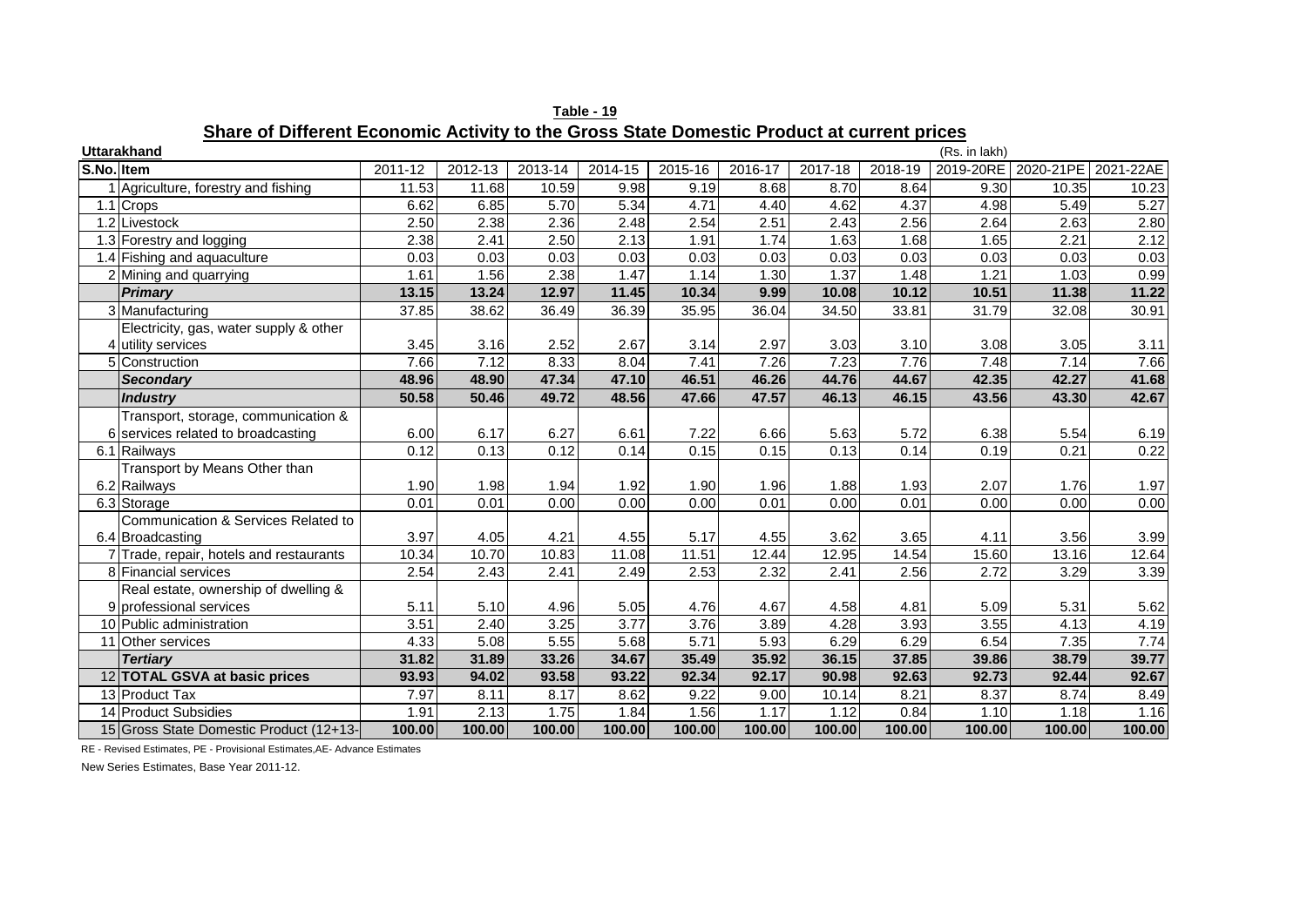**Table - 19**

## Share of Different Economic Activity to the Gross State Domestic Product at current prices

**Uttarakhand** (Rs. in lakh)

| S.No. | Item | 2011-12 | 2012-13 | 2013-14 | 2014-15 | 2015-16 | 2016-17 | 2017-18 | 2018-19 | 2019-20RE | 2020-21PE | 2021-22AE |
|---|---|---|---|---|---|---|---|---|---|---|---|---|
| 1 | Agriculture, forestry and fishing | 11.53 | 11.68 | 10.59 | 9.98 | 9.19 | 8.68 | 8.70 | 8.64 | 9.30 | 10.35 | 10.23 |
| 1.1 | Crops | 6.62 | 6.85 | 5.70 | 5.34 | 4.71 | 4.40 | 4.62 | 4.37 | 4.98 | 5.49 | 5.27 |
| 1.2 | Livestock | 2.50 | 2.38 | 2.36 | 2.48 | 2.54 | 2.51 | 2.43 | 2.56 | 2.64 | 2.63 | 2.80 |
| 1.3 | Forestry and logging | 2.38 | 2.41 | 2.50 | 2.13 | 1.91 | 1.74 | 1.63 | 1.68 | 1.65 | 2.21 | 2.12 |
| 1.4 | Fishing and aquaculture | 0.03 | 0.03 | 0.03 | 0.03 | 0.03 | 0.03 | 0.03 | 0.03 | 0.03 | 0.03 | 0.03 |
| 2 | Mining and quarrying | 1.61 | 1.56 | 2.38 | 1.47 | 1.14 | 1.30 | 1.37 | 1.48 | 1.21 | 1.03 | 0.99 |
| | ***Primary*** | **13.15** | **13.24** | **12.97** | **11.45** | **10.34** | **9.99** | **10.08** | **10.12** | **10.51** | **11.38** | **11.22** |
| 3 | Manufacturing | 37.85 | 38.62 | 36.49 | 36.39 | 35.95 | 36.04 | 34.50 | 33.81 | 31.79 | 32.08 | 30.91 |
| 4 | Electricity, gas, water supply & other utility services | 3.45 | 3.16 | 2.52 | 2.67 | 3.14 | 2.97 | 3.03 | 3.10 | 3.08 | 3.05 | 3.11 |
| 5 | Construction | 7.66 | 7.12 | 8.33 | 8.04 | 7.41 | 7.26 | 7.23 | 7.76 | 7.48 | 7.14 | 7.66 |
| | ***Secondary*** | **48.96** | **48.90** | **47.34** | **47.10** | **46.51** | **46.26** | **44.76** | **44.67** | **42.35** | **42.27** | **41.68** |
| | ***Industry*** | **50.58** | **50.46** | **49.72** | **48.56** | **47.66** | **47.57** | **46.13** | **46.15** | **43.56** | **43.30** | **42.67** |
| 6 | Transport, storage, communication & services related to broadcasting | 6.00 | 6.17 | 6.27 | 6.61 | 7.22 | 6.66 | 5.63 | 5.72 | 6.38 | 5.54 | 6.19 |
| 6.1 | Railways | 0.12 | 0.13 | 0.12 | 0.14 | 0.15 | 0.15 | 0.13 | 0.14 | 0.19 | 0.21 | 0.22 |
| 6.2 | Transport by Means Other than Railways | 1.90 | 1.98 | 1.94 | 1.92 | 1.90 | 1.96 | 1.88 | 1.93 | 2.07 | 1.76 | 1.97 |
| 6.3 | Storage | 0.01 | 0.01 | 0.00 | 0.00 | 0.00 | 0.01 | 0.00 | 0.01 | 0.00 | 0.00 | 0.00 |
| 6.4 | Communication & Services Related to Broadcasting | 3.97 | 4.05 | 4.21 | 4.55 | 5.17 | 4.55 | 3.62 | 3.65 | 4.11 | 3.56 | 3.99 |
| 7 | Trade, repair, hotels and restaurants | 10.34 | 10.70 | 10.83 | 11.08 | 11.51 | 12.44 | 12.95 | 14.54 | 15.60 | 13.16 | 12.64 |
| 8 | Financial services | 2.54 | 2.43 | 2.41 | 2.49 | 2.53 | 2.32 | 2.41 | 2.56 | 2.72 | 3.29 | 3.39 |
| 9 | Real estate, ownership of dwelling & professional services | 5.11 | 5.10 | 4.96 | 5.05 | 4.76 | 4.67 | 4.58 | 4.81 | 5.09 | 5.31 | 5.62 |
| 10 | Public administration | 3.51 | 2.40 | 3.25 | 3.77 | 3.76 | 3.89 | 4.28 | 3.93 | 3.55 | 4.13 | 4.19 |
| 11 | Other services | 4.33 | 5.08 | 5.55 | 5.68 | 5.71 | 5.93 | 6.29 | 6.29 | 6.54 | 7.35 | 7.74 |
| | ***Tertiary*** | **31.82** | **31.89** | **33.26** | **34.67** | **35.49** | **35.92** | **36.15** | **37.85** | **39.86** | **38.79** | **39.77** |
| 12 | **TOTAL GSVA at basic prices** | **93.93** | **94.02** | **93.58** | **93.22** | **92.34** | **92.17** | **90.98** | **92.63** | **92.73** | **92.44** | **92.67** |
| 13 | Product Tax | 7.97 | 8.11 | 8.17 | 8.62 | 9.22 | 9.00 | 10.14 | 8.21 | 8.37 | 8.74 | 8.49 |
| 14 | Product Subsidies | 1.91 | 2.13 | 1.75 | 1.84 | 1.56 | 1.17 | 1.12 | 0.84 | 1.10 | 1.18 | 1.16 |
| 15 | Gross State Domestic Product (12+13- | **100.00** | **100.00** | **100.00** | **100.00** | **100.00** | **100.00** | **100.00** | **100.00** | **100.00** | **100.00** | **100.00** |

RE - Revised Estimates, PE - Provisional Estimates,AE- Advance Estimates

New Series Estimates, Base Year 2011-12.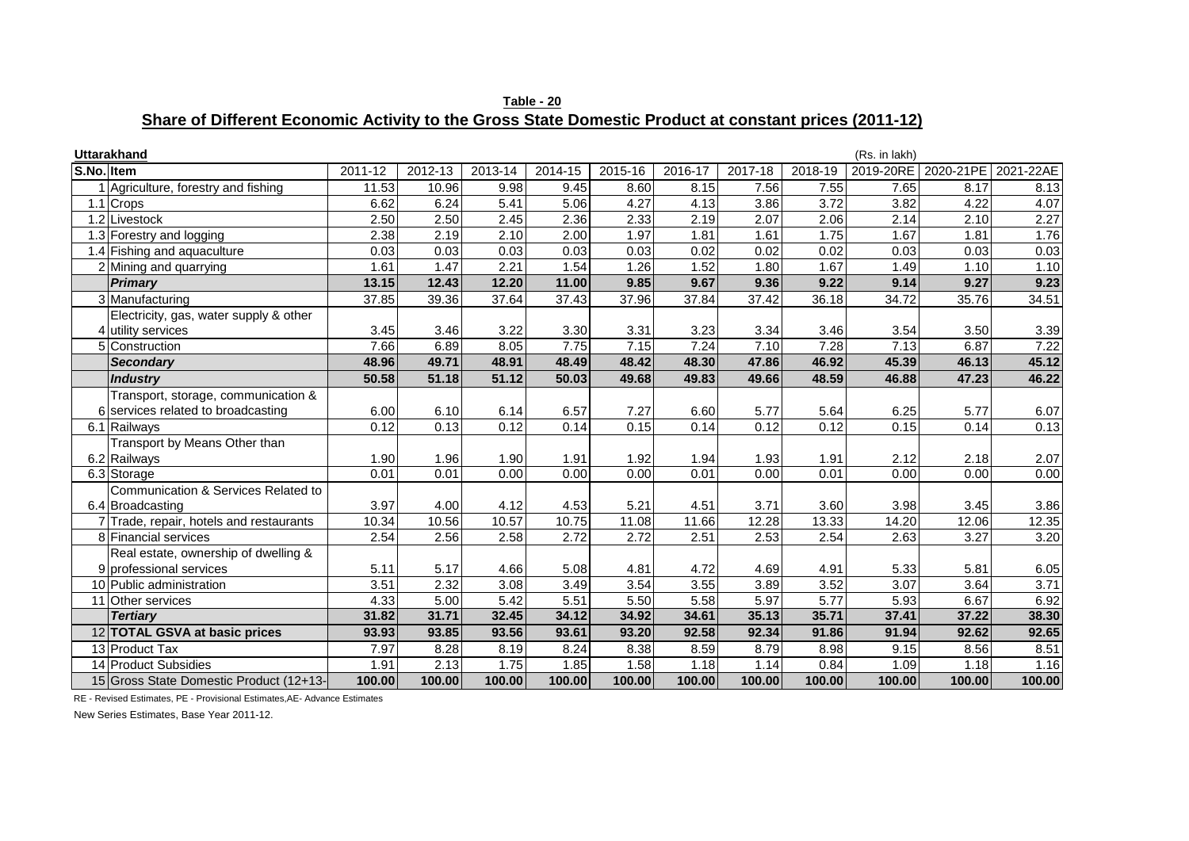**Table - 20**

## Share of Different Economic Activity to the Gross State Domestic Product at constant prices (2011-12)

**Uttarakhand** (Rs. in lakh)

| S.No. | Item | 2011-12 | 2012-13 | 2013-14 | 2014-15 | 2015-16 | 2016-17 | 2017-18 | 2018-19 | 2019-20RE | 2020-21PE | 2021-22AE |
|---|---|---|---|---|---|---|---|---|---|---|---|---|
| 1 | Agriculture, forestry and fishing | 11.53 | 10.96 | 9.98 | 9.45 | 8.60 | 8.15 | 7.56 | 7.55 | 7.65 | 8.17 | 8.13 |
| 1.1 | Crops | 6.62 | 6.24 | 5.41 | 5.06 | 4.27 | 4.13 | 3.86 | 3.72 | 3.82 | 4.22 | 4.07 |
| 1.2 | Livestock | 2.50 | 2.50 | 2.45 | 2.36 | 2.33 | 2.19 | 2.07 | 2.06 | 2.14 | 2.10 | 2.27 |
| 1.3 | Forestry and logging | 2.38 | 2.19 | 2.10 | 2.00 | 1.97 | 1.81 | 1.61 | 1.75 | 1.67 | 1.81 | 1.76 |
| 1.4 | Fishing and aquaculture | 0.03 | 0.03 | 0.03 | 0.03 | 0.03 | 0.02 | 0.02 | 0.02 | 0.03 | 0.03 | 0.03 |
| 2 | Mining and quarrying | 1.61 | 1.47 | 2.21 | 1.54 | 1.26 | 1.52 | 1.80 | 1.67 | 1.49 | 1.10 | 1.10 |
| | ***Primary*** | **13.15** | **12.43** | **12.20** | **11.00** | **9.85** | **9.67** | **9.36** | **9.22** | **9.14** | **9.27** | **9.23** |
| 3 | Manufacturing | 37.85 | 39.36 | 37.64 | 37.43 | 37.96 | 37.84 | 37.42 | 36.18 | 34.72 | 35.76 | 34.51 |
| 4 | Electricity, gas, water supply & other utility services | 3.45 | 3.46 | 3.22 | 3.30 | 3.31 | 3.23 | 3.34 | 3.46 | 3.54 | 3.50 | 3.39 |
| 5 | Construction | 7.66 | 6.89 | 8.05 | 7.75 | 7.15 | 7.24 | 7.10 | 7.28 | 7.13 | 6.87 | 7.22 |
| | ***Secondary*** | **48.96** | **49.71** | **48.91** | **48.49** | **48.42** | **48.30** | **47.86** | **46.92** | **45.39** | **46.13** | **45.12** |
| | ***Industry*** | **50.58** | **51.18** | **51.12** | **50.03** | **49.68** | **49.83** | **49.66** | **48.59** | **46.88** | **47.23** | **46.22** |
| 6 | Transport, storage, communication & services related to broadcasting | 6.00 | 6.10 | 6.14 | 6.57 | 7.27 | 6.60 | 5.77 | 5.64 | 6.25 | 5.77 | 6.07 |
| 6.1 | Railways | 0.12 | 0.13 | 0.12 | 0.14 | 0.15 | 0.14 | 0.12 | 0.12 | 0.15 | 0.14 | 0.13 |
| 6.2 | Transport by Means Other than Railways | 1.90 | 1.96 | 1.90 | 1.91 | 1.92 | 1.94 | 1.93 | 1.91 | 2.12 | 2.18 | 2.07 |
| 6.3 | Storage | 0.01 | 0.01 | 0.00 | 0.00 | 0.00 | 0.01 | 0.00 | 0.01 | 0.00 | 0.00 | 0.00 |
| 6.4 | Communication & Services Related to Broadcasting | 3.97 | 4.00 | 4.12 | 4.53 | 5.21 | 4.51 | 3.71 | 3.60 | 3.98 | 3.45 | 3.86 |
| 7 | Trade, repair, hotels and restaurants | 10.34 | 10.56 | 10.57 | 10.75 | 11.08 | 11.66 | 12.28 | 13.33 | 14.20 | 12.06 | 12.35 |
| 8 | Financial services | 2.54 | 2.56 | 2.58 | 2.72 | 2.72 | 2.51 | 2.53 | 2.54 | 2.63 | 3.27 | 3.20 |
| 9 | Real estate, ownership of dwelling & professional services | 5.11 | 5.17 | 4.66 | 5.08 | 4.81 | 4.72 | 4.69 | 4.91 | 5.33 | 5.81 | 6.05 |
| 10 | Public administration | 3.51 | 2.32 | 3.08 | 3.49 | 3.54 | 3.55 | 3.89 | 3.52 | 3.07 | 3.64 | 3.71 |
| 11 | Other services | 4.33 | 5.00 | 5.42 | 5.51 | 5.50 | 5.58 | 5.97 | 5.77 | 5.93 | 6.67 | 6.92 |
| | ***Tertiary*** | **31.82** | **31.71** | **32.45** | **34.12** | **34.92** | **34.61** | **35.13** | **35.71** | **37.41** | **37.22** | **38.30** |
| 12 | **TOTAL GSVA at basic prices** | **93.93** | **93.85** | **93.56** | **93.61** | **93.20** | **92.58** | **92.34** | **91.86** | **91.94** | **92.62** | **92.65** |
| 13 | Product Tax | 7.97 | 8.28 | 8.19 | 8.24 | 8.38 | 8.59 | 8.79 | 8.98 | 9.15 | 8.56 | 8.51 |
| 14 | Product Subsidies | 1.91 | 2.13 | 1.75 | 1.85 | 1.58 | 1.18 | 1.14 | 0.84 | 1.09 | 1.18 | 1.16 |
| 15 | Gross State Domestic Product (12+13- | **100.00** | **100.00** | **100.00** | **100.00** | **100.00** | **100.00** | **100.00** | **100.00** | **100.00** | **100.00** | **100.00** |

RE - Revised Estimates, PE - Provisional Estimates,AE- Advance Estimates

New Series Estimates, Base Year 2011-12.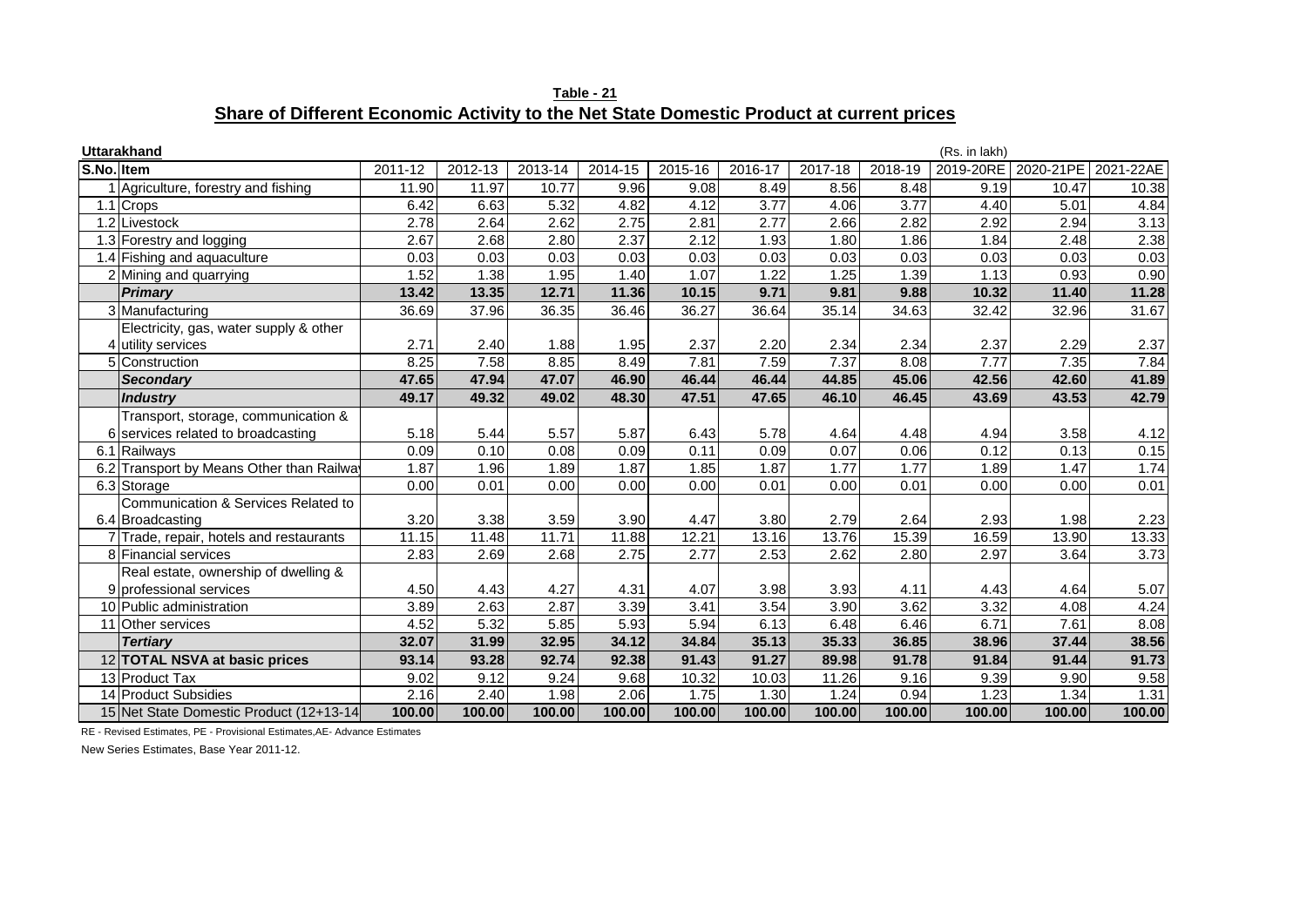**Table - 21**

## Share of Different Economic Activity to the Net State Domestic Product at current prices

**Uttarakhand** (Rs. in lakh)

| S.No. | Item | 2011-12 | 2012-13 | 2013-14 | 2014-15 | 2015-16 | 2016-17 | 2017-18 | 2018-19 | 2019-20RE | 2020-21PE | 2021-22AE |
|---|---|---|---|---|---|---|---|---|---|---|---|---|
| 1 | Agriculture, forestry and fishing | 11.90 | 11.97 | 10.77 | 9.96 | 9.08 | 8.49 | 8.56 | 8.48 | 9.19 | 10.47 | 10.38 |
| 1.1 | Crops | 6.42 | 6.63 | 5.32 | 4.82 | 4.12 | 3.77 | 4.06 | 3.77 | 4.40 | 5.01 | 4.84 |
| 1.2 | Livestock | 2.78 | 2.64 | 2.62 | 2.75 | 2.81 | 2.77 | 2.66 | 2.82 | 2.92 | 2.94 | 3.13 |
| 1.3 | Forestry and logging | 2.67 | 2.68 | 2.80 | 2.37 | 2.12 | 1.93 | 1.80 | 1.86 | 1.84 | 2.48 | 2.38 |
| 1.4 | Fishing and aquaculture | 0.03 | 0.03 | 0.03 | 0.03 | 0.03 | 0.03 | 0.03 | 0.03 | 0.03 | 0.03 | 0.03 |
| 2 | Mining and quarrying | 1.52 | 1.38 | 1.95 | 1.40 | 1.07 | 1.22 | 1.25 | 1.39 | 1.13 | 0.93 | 0.90 |
| | ***Primary*** | **13.42** | **13.35** | **12.71** | **11.36** | **10.15** | **9.71** | **9.81** | **9.88** | **10.32** | **11.40** | **11.28** |
| 3 | Manufacturing | 36.69 | 37.96 | 36.35 | 36.46 | 36.27 | 36.64 | 35.14 | 34.63 | 32.42 | 32.96 | 31.67 |
| 4 | Electricity, gas, water supply & other utility services | 2.71 | 2.40 | 1.88 | 1.95 | 2.37 | 2.20 | 2.34 | 2.34 | 2.37 | 2.29 | 2.37 |
| 5 | Construction | 8.25 | 7.58 | 8.85 | 8.49 | 7.81 | 7.59 | 7.37 | 8.08 | 7.77 | 7.35 | 7.84 |
| | ***Secondary*** | **47.65** | **47.94** | **47.07** | **46.90** | **46.44** | **46.44** | **44.85** | **45.06** | **42.56** | **42.60** | **41.89** |
| | ***Industry*** | **49.17** | **49.32** | **49.02** | **48.30** | **47.51** | **47.65** | **46.10** | **46.45** | **43.69** | **43.53** | **42.79** |
| 6 | Transport, storage, communication & services related to broadcasting | 5.18 | 5.44 | 5.57 | 5.87 | 6.43 | 5.78 | 4.64 | 4.48 | 4.94 | 3.58 | 4.12 |
| 6.1 | Railways | 0.09 | 0.10 | 0.08 | 0.09 | 0.11 | 0.09 | 0.07 | 0.06 | 0.12 | 0.13 | 0.15 |
| 6.2 | Transport by Means Other than Railway | 1.87 | 1.96 | 1.89 | 1.87 | 1.85 | 1.87 | 1.77 | 1.77 | 1.89 | 1.47 | 1.74 |
| 6.3 | Storage | 0.00 | 0.01 | 0.00 | 0.00 | 0.00 | 0.01 | 0.00 | 0.01 | 0.00 | 0.00 | 0.01 |
| 6.4 | Communication & Services Related to Broadcasting | 3.20 | 3.38 | 3.59 | 3.90 | 4.47 | 3.80 | 2.79 | 2.64 | 2.93 | 1.98 | 2.23 |
| 7 | Trade, repair, hotels and restaurants | 11.15 | 11.48 | 11.71 | 11.88 | 12.21 | 13.16 | 13.76 | 15.39 | 16.59 | 13.90 | 13.33 |
| 8 | Financial services | 2.83 | 2.69 | 2.68 | 2.75 | 2.77 | 2.53 | 2.62 | 2.80 | 2.97 | 3.64 | 3.73 |
| 9 | Real estate, ownership of dwelling & professional services | 4.50 | 4.43 | 4.27 | 4.31 | 4.07 | 3.98 | 3.93 | 4.11 | 4.43 | 4.64 | 5.07 |
| 10 | Public administration | 3.89 | 2.63 | 2.87 | 3.39 | 3.41 | 3.54 | 3.90 | 3.62 | 3.32 | 4.08 | 4.24 |
| 11 | Other services | 4.52 | 5.32 | 5.85 | 5.93 | 5.94 | 6.13 | 6.48 | 6.46 | 6.71 | 7.61 | 8.08 |
| | ***Tertiary*** | **32.07** | **31.99** | **32.95** | **34.12** | **34.84** | **35.13** | **35.33** | **36.85** | **38.96** | **37.44** | **38.56** |
| 12 | **TOTAL NSVA at basic prices** | **93.14** | **93.28** | **92.74** | **92.38** | **91.43** | **91.27** | **89.98** | **91.78** | **91.84** | **91.44** | **91.73** |
| 13 | Product Tax | 9.02 | 9.12 | 9.24 | 9.68 | 10.32 | 10.03 | 11.26 | 9.16 | 9.39 | 9.90 | 9.58 |
| 14 | Product Subsidies | 2.16 | 2.40 | 1.98 | 2.06 | 1.75 | 1.30 | 1.24 | 0.94 | 1.23 | 1.34 | 1.31 |
| 15 | Net State Domestic Product (12+13-14) | **100.00** | **100.00** | **100.00** | **100.00** | **100.00** | **100.00** | **100.00** | **100.00** | **100.00** | **100.00** | **100.00** |

RE - Revised Estimates, PE - Provisional Estimates,AE- Advance Estimates

New Series Estimates, Base Year 2011-12.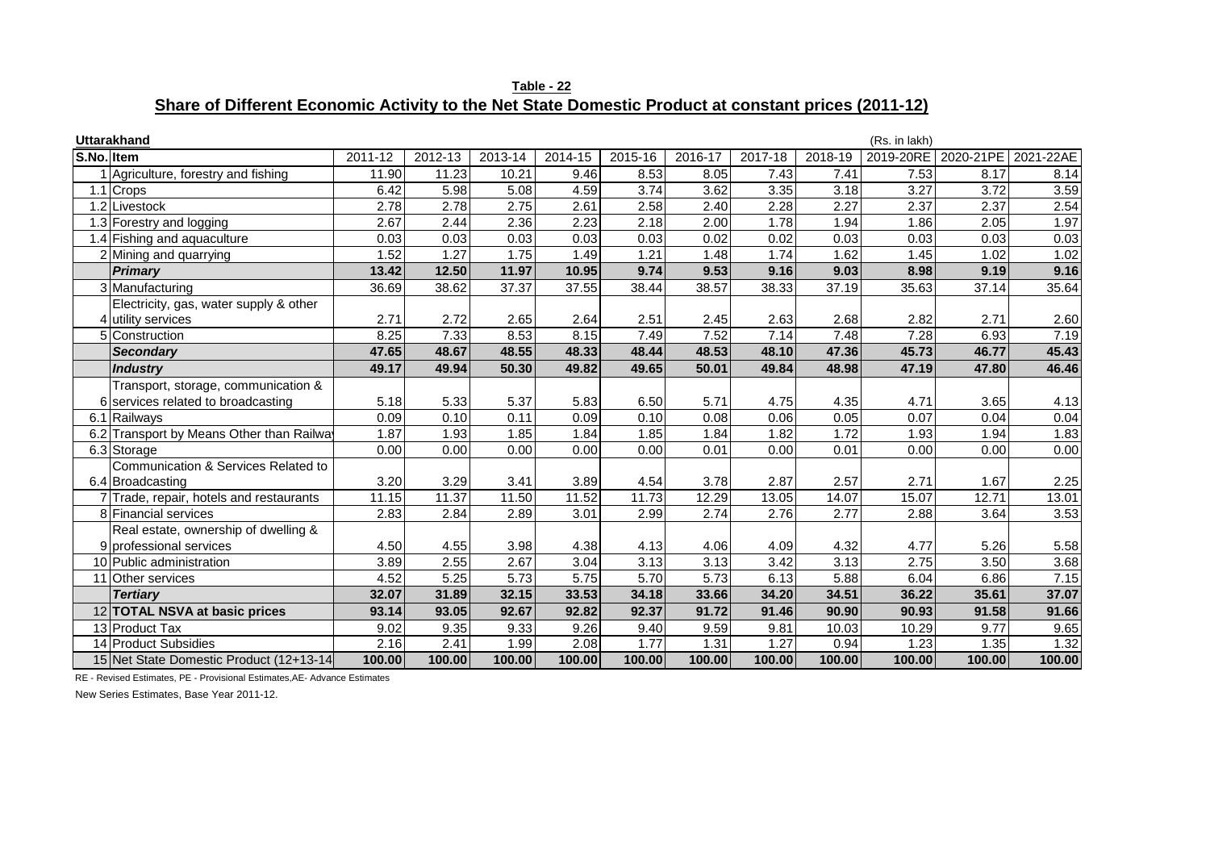**Table - 22**

## Share of Different Economic Activity to the Net State Domestic Product at constant prices (2011-12)

**Uttarakhand** (Rs. in lakh)

| S.No. | Item | 2011-12 | 2012-13 | 2013-14 | 2014-15 | 2015-16 | 2016-17 | 2017-18 | 2018-19 | 2019-20RE | 2020-21PE | 2021-22AE |
|---|---|---|---|---|---|---|---|---|---|---|---|---|
| 1 | Agriculture, forestry and fishing | 11.90 | 11.23 | 10.21 | 9.46 | 8.53 | 8.05 | 7.43 | 7.41 | 7.53 | 8.17 | 8.14 |
| 1.1 | Crops | 6.42 | 5.98 | 5.08 | 4.59 | 3.74 | 3.62 | 3.35 | 3.18 | 3.27 | 3.72 | 3.59 |
| 1.2 | Livestock | 2.78 | 2.78 | 2.75 | 2.61 | 2.58 | 2.40 | 2.28 | 2.27 | 2.37 | 2.37 | 2.54 |
| 1.3 | Forestry and logging | 2.67 | 2.44 | 2.36 | 2.23 | 2.18 | 2.00 | 1.78 | 1.94 | 1.86 | 2.05 | 1.97 |
| 1.4 | Fishing and aquaculture | 0.03 | 0.03 | 0.03 | 0.03 | 0.03 | 0.02 | 0.02 | 0.03 | 0.03 | 0.03 | 0.03 |
| 2 | Mining and quarrying | 1.52 | 1.27 | 1.75 | 1.49 | 1.21 | 1.48 | 1.74 | 1.62 | 1.45 | 1.02 | 1.02 |
| | ***Primary*** | **13.42** | **12.50** | **11.97** | **10.95** | **9.74** | **9.53** | **9.16** | **9.03** | **8.98** | **9.19** | **9.16** |
| 3 | Manufacturing | 36.69 | 38.62 | 37.37 | 37.55 | 38.44 | 38.57 | 38.33 | 37.19 | 35.63 | 37.14 | 35.64 |
| 4 | Electricity, gas, water supply & other utility services | 2.71 | 2.72 | 2.65 | 2.64 | 2.51 | 2.45 | 2.63 | 2.68 | 2.82 | 2.71 | 2.60 |
| 5 | Construction | 8.25 | 7.33 | 8.53 | 8.15 | 7.49 | 7.52 | 7.14 | 7.48 | 7.28 | 6.93 | 7.19 |
| | ***Secondary*** | **47.65** | **48.67** | **48.55** | **48.33** | **48.44** | **48.53** | **48.10** | **47.36** | **45.73** | **46.77** | **45.43** |
| | ***Industry*** | **49.17** | **49.94** | **50.30** | **49.82** | **49.65** | **50.01** | **49.84** | **48.98** | **47.19** | **47.80** | **46.46** |
| 6 | Transport, storage, communication & services related to broadcasting | 5.18 | 5.33 | 5.37 | 5.83 | 6.50 | 5.71 | 4.75 | 4.35 | 4.71 | 3.65 | 4.13 |
| 6.1 | Railways | 0.09 | 0.10 | 0.11 | 0.09 | 0.10 | 0.08 | 0.06 | 0.05 | 0.07 | 0.04 | 0.04 |
| 6.2 | Transport by Means Other than Railway | 1.87 | 1.93 | 1.85 | 1.84 | 1.85 | 1.84 | 1.82 | 1.72 | 1.93 | 1.94 | 1.83 |
| 6.3 | Storage | 0.00 | 0.00 | 0.00 | 0.00 | 0.00 | 0.01 | 0.00 | 0.01 | 0.00 | 0.00 | 0.00 |
| 6.4 | Communication & Services Related to Broadcasting | 3.20 | 3.29 | 3.41 | 3.89 | 4.54 | 3.78 | 2.87 | 2.57 | 2.71 | 1.67 | 2.25 |
| 7 | Trade, repair, hotels and restaurants | 11.15 | 11.37 | 11.50 | 11.52 | 11.73 | 12.29 | 13.05 | 14.07 | 15.07 | 12.71 | 13.01 |
| 8 | Financial services | 2.83 | 2.84 | 2.89 | 3.01 | 2.99 | 2.74 | 2.76 | 2.77 | 2.88 | 3.64 | 3.53 |
| 9 | Real estate, ownership of dwelling & professional services | 4.50 | 4.55 | 3.98 | 4.38 | 4.13 | 4.06 | 4.09 | 4.32 | 4.77 | 5.26 | 5.58 |
| 10 | Public administration | 3.89 | 2.55 | 2.67 | 3.04 | 3.13 | 3.13 | 3.42 | 3.13 | 2.75 | 3.50 | 3.68 |
| 11 | Other services | 4.52 | 5.25 | 5.73 | 5.75 | 5.70 | 5.73 | 6.13 | 5.88 | 6.04 | 6.86 | 7.15 |
| | ***Tertiary*** | **32.07** | **31.89** | **32.15** | **33.53** | **34.18** | **33.66** | **34.20** | **34.51** | **36.22** | **35.61** | **37.07** |
| 12 | **TOTAL NSVA at basic prices** | **93.14** | **93.05** | **92.67** | **92.82** | **92.37** | **91.72** | **91.46** | **90.90** | **90.93** | **91.58** | **91.66** |
| 13 | Product Tax | 9.02 | 9.35 | 9.33 | 9.26 | 9.40 | 9.59 | 9.81 | 10.03 | 10.29 | 9.77 | 9.65 |
| 14 | Product Subsidies | 2.16 | 2.41 | 1.99 | 2.08 | 1.77 | 1.31 | 1.27 | 0.94 | 1.23 | 1.35 | 1.32 |
| 15 | Net State Domestic Product (12+13-14) | **100.00** | **100.00** | **100.00** | **100.00** | **100.00** | **100.00** | **100.00** | **100.00** | **100.00** | **100.00** | **100.00** |

RE - Revised Estimates, PE - Provisional Estimates,AE- Advance Estimates

New Series Estimates, Base Year 2011-12.